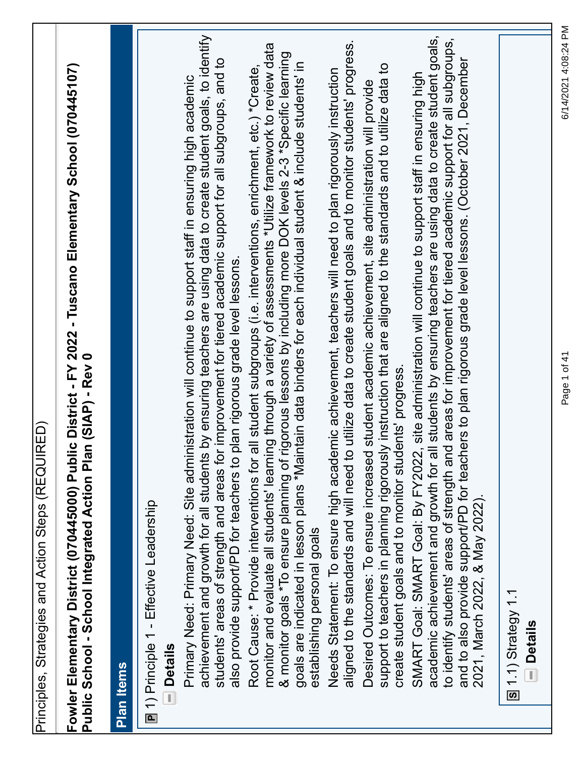Principles, Strategies and Action Steps (REQUIRED)

**Fowler Elementary District (070445000) Public District - FY 2022 - Tuscano Elementary School (070445107) Public School - School Integrated Action Plan (SIAP) - Rev 0**

## Plan Items

### P 1) Principle 1 - Effective Leadership

**Details**

Primary Need: Primary Need: Site administration will continue to support staff in ensuring high academic achievement and growth for all students by ensuring teachers are using data to create student goals, to identify students' areas of strength and areas for improvement for tiered academic support for all subgroups, and to also provide support/PD for teachers to plan rigorous grade level lessons.

Root Cause: * Provide interventions for all student subgroups (i.e. interventions, enrichment, etc.) *Create, monitor and evaluate all students' learning through a variety of assessments *Utilize framework to review data & monitor goals *To ensure planning of rigorous lessons by including more DOK levels 2-3 *Specific learning goals are indicated in lesson plans *Maintain data binders for each individual student & include students' in establishing personal goals

Needs Statement: To ensure high academic achievement, teachers will need to plan rigorously instruction aligned to the standards and will need to utilize data to create student goals and to monitor students' progress.

Desired Outcomes: To ensure increased student academic achievement, site administration will provide support to teachers in planning rigorously instruction that are aligned to the standards and to utilize data to create student goals and to monitor students' progress.

SMART Goal: SMART Goal: By FY2022, site administration will continue to support staff in ensuring high academic achievement and growth for all students by ensuring teachers are using data to create student goals, to identify students' areas of strength and areas for improvement for tiered academic support for all subgroups, and to also provide support/PD for teachers to plan rigorous grade level lessons. (October 2021, December 2021, March 2022, & May 2022).

#### S 1.1) Strategy 1.1

**Details**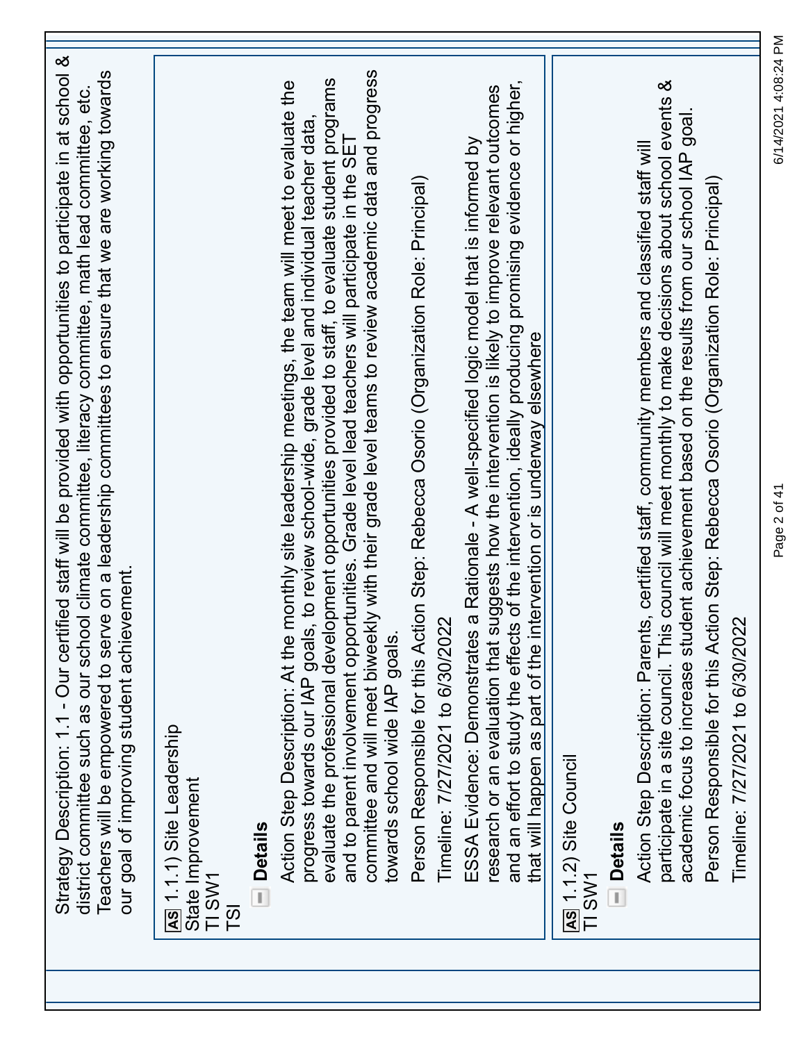Strategy Description: 1.1 - Our certified staff will be provided with opportunities to participate in at school & district committee such as our school climate committee, literacy committee, math lead committee, etc. Teachers will be empowered to serve on a leadership committees to ensure that we are working towards our goal of improving student achievement.

**AS** 1.1.1) Site Leadership
State Improvement
TI SW1
TSI

**Details**

Action Step Description: At the monthly site leadership meetings, the team will meet to evaluate the progress towards our IAP goals, to review school-wide, grade level and individual teacher data, evaluate the professional development opportunities provided to staff, to evaluate student programs and to parent involvement opportunities. Grade level lead teachers will participate in the SET committee and will meet biweekly with their grade level teams to review academic data and progress towards school wide IAP goals.

Person Responsible for this Action Step: Rebecca Osorio (Organization Role: Principal)

Timeline: 7/27/2021 to 6/30/2022

ESSA Evidence: Demonstrates a Rationale - A well-specified logic model that is informed by research or an evaluation that suggests how the intervention is likely to improve relevant outcomes and an effort to study the effects of the intervention, ideally producing promising evidence or higher, that will happen as part of the intervention or is underway elsewhere

**AS** 1.1.2) Site Council
TI SW1

**Details**

Action Step Description: Parents, certified staff, community members and classified staff will participate in a site council. This council will meet monthly to make decisions about school events & academic focus to increase student achievement based on the results from our school IAP goal.

Person Responsible for this Action Step: Rebecca Osorio (Organization Role: Principal)

Timeline: 7/27/2021 to 6/30/2022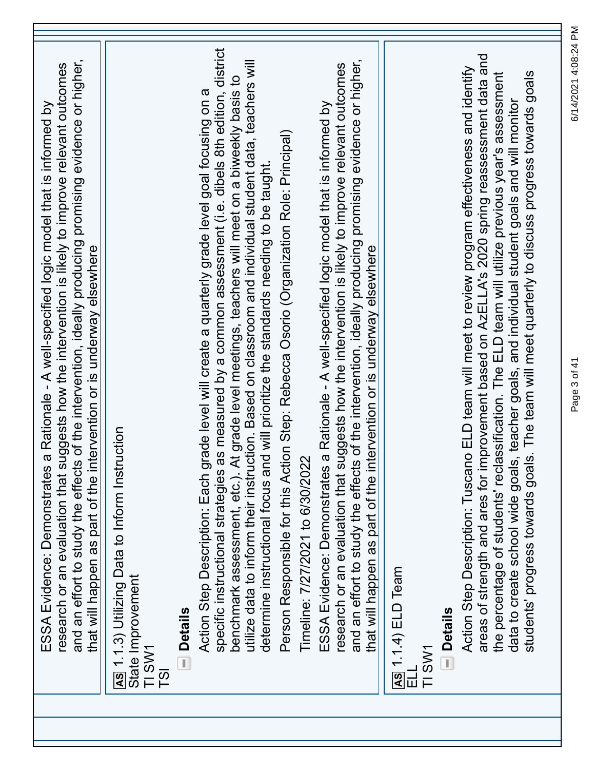ESSA Evidence: Demonstrates a Rationale - A well-specified logic model that is informed by research or an evaluation that suggests how the intervention is likely to improve relevant outcomes and an effort to study the effects of the intervention, ideally producing promising evidence or higher, that will happen as part of the intervention or is underway elsewhere

AS 1.1.3) Utilizing Data to Inform Instruction
State Improvement
TI SW1
TSI

**Details**

Action Step Description: Each grade level will create a quarterly grade level goal focusing on a specific instructional strategies as measured by a common assessment (i.e. dibels 8th edition, district benchmark assessment, etc.). At grade level meetings, teachers will meet on a biweekly basis to utilize data to inform their instruction. Based on classroom and individual student data, teachers will determine instructional focus and will prioritize the standards needing to be taught.

Person Responsible for this Action Step: Rebecca Osorio (Organization Role: Principal)

Timeline: 7/27/2021 to 6/30/2022

ESSA Evidence: Demonstrates a Rationale - A well-specified logic model that is informed by research or an evaluation that suggests how the intervention is likely to improve relevant outcomes and an effort to study the effects of the intervention, ideally producing promising evidence or higher, that will happen as part of the intervention or is underway elsewhere

AS 1.1.4) ELD Team
ELL
TI SW1

**Details**

Action Step Description: Tuscano ELD team will meet to review program effectiveness and identify areas of strength and ares for improvement based on AzELLA's 2020 spring reassessment data and the percentage of students' reclassification. The ELD team will utilize previous year's assessment data to create school wide goals, teacher goals, and individual student goals and will monitor students' progress towards goals. The team will meet quarterly to discuss progress towards goals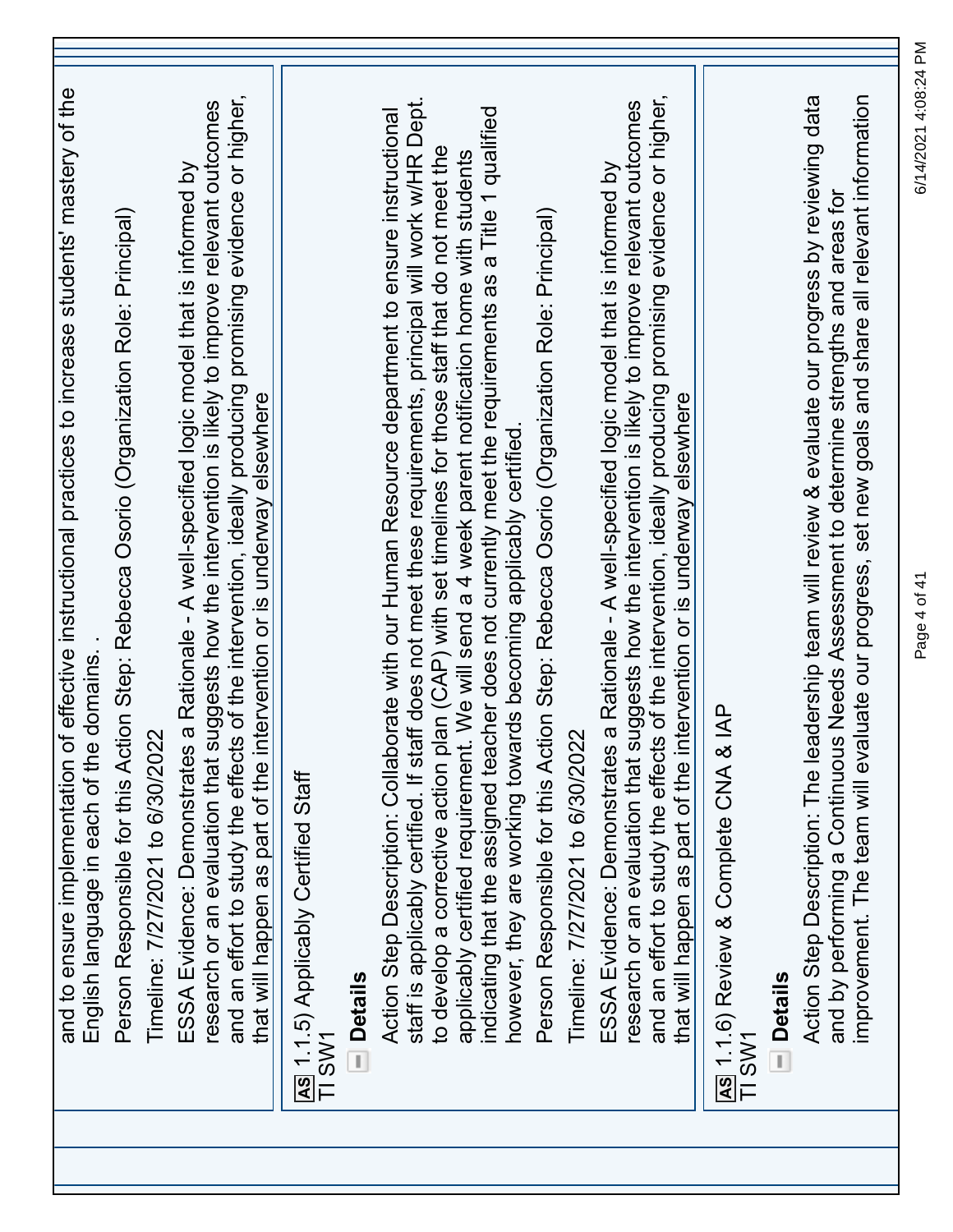and to ensure implementation of effective instructional practices to increase students' mastery of the English language in each of the domains. .

Person Responsible for this Action Step: Rebecca Osorio (Organization Role: Principal)

Timeline: 7/27/2021 to 6/30/2022

ESSA Evidence: Demonstrates a Rationale - A well-specified logic model that is informed by research or an evaluation that suggests how the intervention is likely to improve relevant outcomes and an effort to study the effects of the intervention, ideally producing promising evidence or higher, that will happen as part of the intervention or is underway elsewhere

AS 1.1.5) Applicably Certified Staff
TI SW1

**Details**

Action Step Description: Collaborate with our Human Resource department to ensure instructional staff is applicably certified. If staff does not meet these requirements, principal will work w/HR Dept. to develop a corrective action plan (CAP) with set timelines for those staff that do not meet the applicably certified requirement. We will send a 4 week parent notification home with students indicating that the assigned teacher does not currently meet the requirements as a Title 1 qualified however, they are working towards becoming applicably certified.

Person Responsible for this Action Step: Rebecca Osorio (Organization Role: Principal)

Timeline: 7/27/2021 to 6/30/2022

ESSA Evidence: Demonstrates a Rationale - A well-specified logic model that is informed by research or an evaluation that suggests how the intervention is likely to improve relevant outcomes and an effort to study the effects of the intervention, ideally producing promising evidence or higher, that will happen as part of the intervention or is underway elsewhere

AS 1.1.6) Review & Complete CNA & IAP
TI SW1

**Details**

Action Step Description: The leadership team will review & evaluate our progress by reviewing data and by performing a Continuous Needs Assessment to determine strengths and areas for improvement. The team will evaluate our progress, set new goals and share all relevant information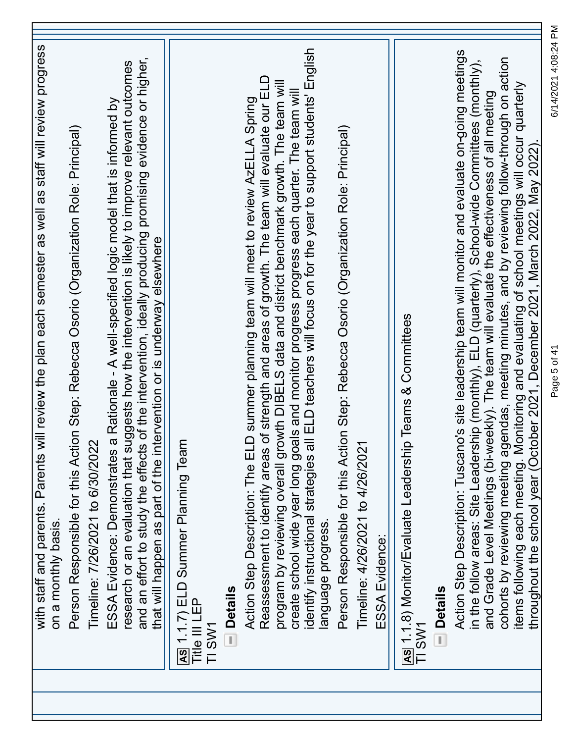with staff and parents. Parents will review the plan each semester as well as staff will review progress on a monthly basis.

Person Responsible for this Action Step: Rebecca Osorio (Organization Role: Principal)

Timeline: 7/26/2021 to 6/30/2022

ESSA Evidence: Demonstrates a Rationale - A well-specified logic model that is informed by research or an evaluation that suggests how the intervention is likely to improve relevant outcomes and an effort to study the effects of the intervention, ideally producing promising evidence or higher, that will happen as part of the intervention or is underway elsewhere

AS 1.1.7) ELD Summer Planning Team
Title III LEP
TI SW1

**Details**

Action Step Description: The ELD summer planning team will meet to review AzELLA Spring Reassessment to identify areas of strength and areas of growth. The team will evaluate our ELD program by reviewing overall growth DIBELS data and district benchmark growth. The team will create school wide year long goals and monitor progress each quarter. The team will identify instructional strategies all ELD teachers will focus on for the year to support students' English language progress.

Person Responsible for this Action Step: Rebecca Osorio (Organization Role: Principal)

Timeline: 4/26/2021 to 4/26/2021

ESSA Evidence:

AS 1.1.8) Monitor/Evaluate Leadership Teams & Committees
TI SW1

**Details**

Action Step Description: Tuscano's site leadership team will monitor and evaluate on-going meetings in the follow areas: Site Leadership (monthly), ELD (quarterly), School-wide Committees (monthly), and Grade Level Meetings (bi-weekly). The team will evaluate the effectiveness of all meeting cohorts by reviewing meeting agendas, meeting minutes, and by reviewing follow-through on action items following each meeting. Monitoring and evaluating of school meetings will occur quarterly throughout the school year (October 2021, December 2021, March 2022, May 2022).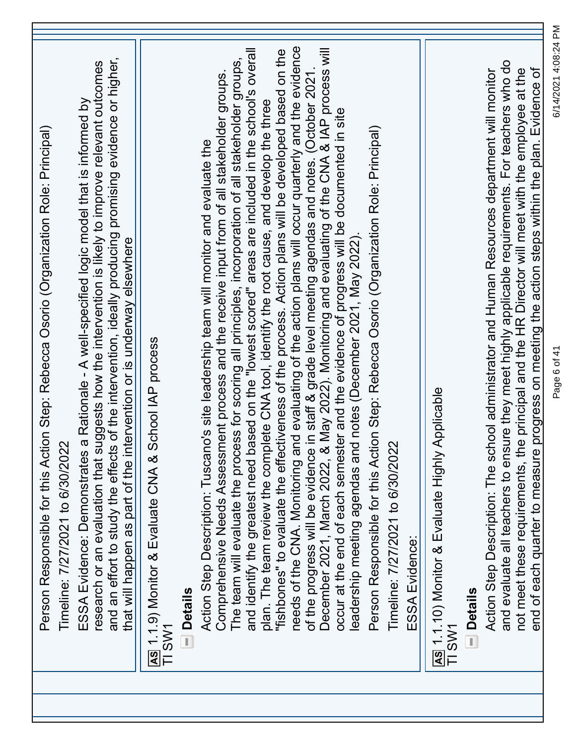Person Responsible for this Action Step: Rebecca Osorio (Organization Role: Principal)

Timeline: 7/27/2021 to 6/30/2022

ESSA Evidence: Demonstrates a Rationale - A well-specified logic model that is informed by research or an evaluation that suggests how the intervention is likely to improve relevant outcomes and an effort to study the effects of the intervention, ideally producing promising evidence or higher, that will happen as part of the intervention or is underway elsewhere

**AS** 1.1.9) Monitor & Evaluate CNA & School IAP process
TI SW1

**Details**

Action Step Description: Tuscano's site leadership team will monitor and evaluate the Comprehensive Needs Assessment process and the receive input from of all stakeholder groups. The team will evaluate the process for scoring all principles, incorporation of all stakeholder groups, and identify the greatest need based on the "lowest scored" areas are included in the school's overall plan. The team review the complete CNA tool, identify the root cause, and develop the three "fishbones" to evaluate the effectiveness of the process. Action plans will be developed based on the needs of the CNA. Monitoring and evaluating of the action plans will occur quarterly and the evidence of the progress will be evidence in staff & grade level meeting agendas and notes. (October 2021. December 2021, March 2022, & May 2022). Monitoring and evaluating of the CNA & IAP process will occur at the end of each semester and the evidence of progress will be documented in site leadership meeting agendas and notes (December 2021, May 2022).

Person Responsible for this Action Step: Rebecca Osorio (Organization Role: Principal)

Timeline: 7/27/2021 to 6/30/2022

ESSA Evidence:

**AS** 1.1.10) Monitor & Evaluate Highly Applicable
TI SW1

**Details**

Action Step Description: The school administrator and Human Resources department will monitor and evaluate all teachers to ensure they meet highly applicable requirements. For teachers who do not meet these requirements, the principal and the HR Director will meet with the employee at the end of each quarter to measure progress on meeting the action steps within the plan. Evidence of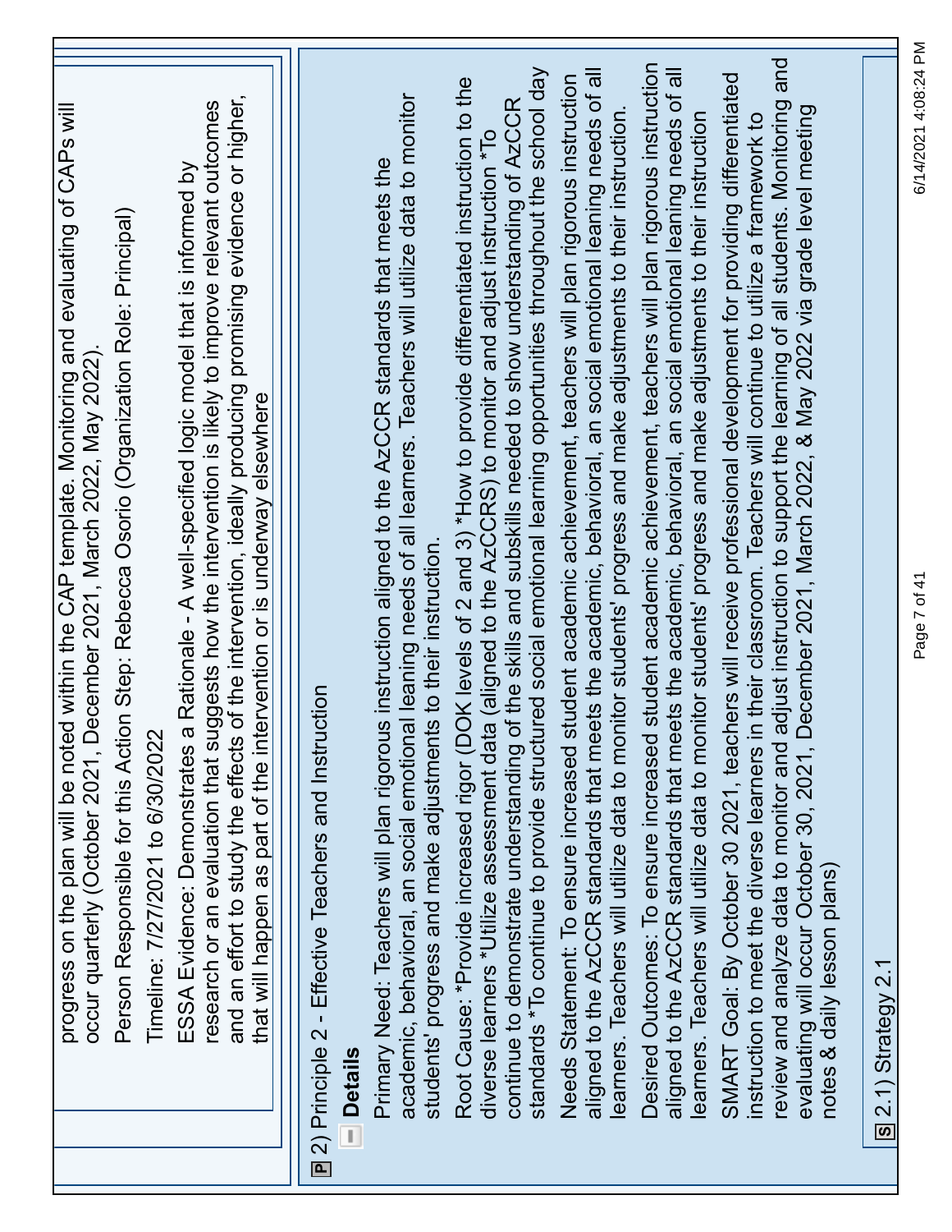progress on the plan will be noted within the CAP template. Monitoring and evaluating of CAPs will occur quarterly (October 2021, December 2021, March 2022, May 2022).

Person Responsible for this Action Step: Rebecca Osorio (Organization Role: Principal)

Timeline: 7/27/2021 to 6/30/2022

ESSA Evidence: Demonstrates a Rationale - A well-specified logic model that is informed by research or an evaluation that suggests how the intervention is likely to improve relevant outcomes and an effort to study the effects of the intervention, ideally producing promising evidence or higher, that will happen as part of the intervention or is underway elsewhere

## P 2) Principle 2 - Effective Teachers and Instruction

### Details

Primary Need: Teachers will plan rigorous instruction aligned to the AzCCR standards that meets the academic, behavioral, an social emotional leaning needs of all learners. Teachers will utilize data to monitor students' progress and make adjustments to their instruction.

Root Cause: *Provide increased rigor (DOK levels of 2 and 3) *How to provide differentiated instruction to the diverse learners *Utilize assessment data (aligned to the AzCCRS) to monitor and adjust instruction *To continue to demonstrate understanding of the skills and subskills needed to show understanding of AzCCR standards *To continue to provide structured social emotional learning opportunities throughout the school day

Needs Statement: To ensure increased student academic achievement, teachers will plan rigorous instruction aligned to the AzCCR standards that meets the academic, behavioral, an social emotional leaning needs of all learners. Teachers will utilize data to monitor students' progress and make adjustments to their instruction.

Desired Outcomes: To ensure increased student academic achievement, teachers will plan rigorous instruction aligned to the AzCCR standards that meets the academic, behavioral, an social emotional leaning needs of all learners. Teachers will utilize data to monitor students' progress and make adjustments to their instruction

SMART Goal: By October 30 2021, teachers will receive professional development for providing differentiated instruction to meet the diverse learners in their classroom. Teachers will continue to utilize a framework to review and analyze data to monitor and adjust instruction to support the learning of all students. Monitoring and evaluating will occur October 30, 2021, December 2021, March 2022, & May 2022 via grade level meeting notes & daily lesson plans)

### S 2.1) Strategy 2.1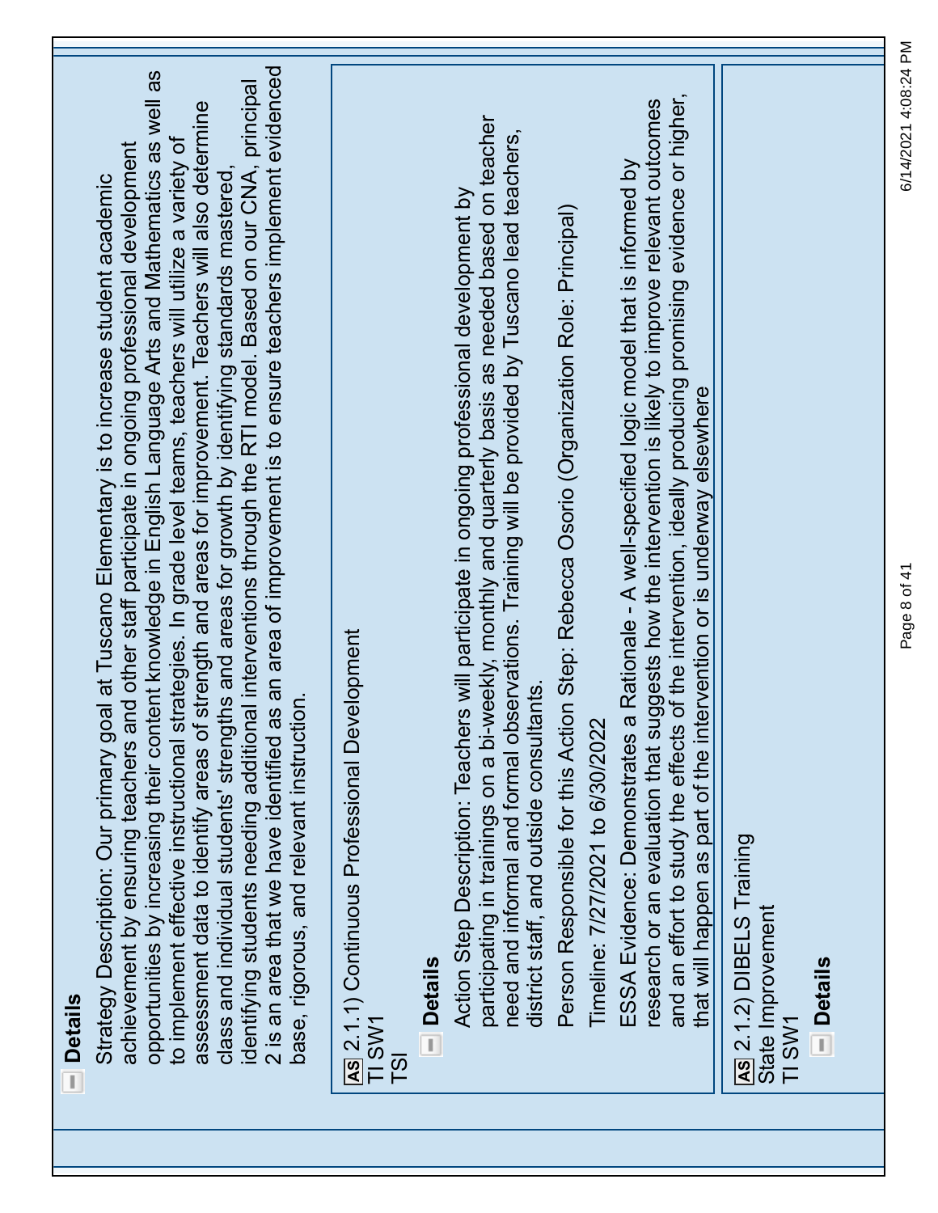**Details**

Strategy Description: Our primary goal at Tuscano Elementary is to increase student academic achievement by ensuring teachers and other staff participate in ongoing professional development opportunities by increasing their content knowledge in English Language Arts and Mathematics as well as to implement effective instructional strategies. In grade level teams, teachers will utilize a variety of assessment data to identify areas of strength and areas for improvement. Teachers will also determine class and individual students' strengths and areas for growth by identifying standards mastered, identifying students needing additional interventions through the RTI model. Based on our CNA, principal 2 is an area that we have identified as an area of improvement is to ensure teachers implement evidenced base, rigorous, and relevant instruction.

AS 2.1.1) Continuous Professional Development
TI SW1
TSI

**Details**

Action Step Description: Teachers will participate in ongoing professional development by participating in trainings on a bi-weekly, monthly and quarterly basis as needed based on teacher need and informal and formal observations. Training will be provided by Tuscano lead teachers, district staff, and outside consultants.

Person Responsible for this Action Step: Rebecca Osorio (Organization Role: Principal)

Timeline: 7/27/2021 to 6/30/2022

ESSA Evidence: Demonstrates a Rationale - A well-specified logic model that is informed by research or an evaluation that suggests how the intervention is likely to improve relevant outcomes and an effort to study the effects of the intervention, ideally producing promising evidence or higher, that will happen as part of the intervention or is underway elsewhere

AS 2.1.2) DIBELS Training
State Improvement
TI SW1

**Details**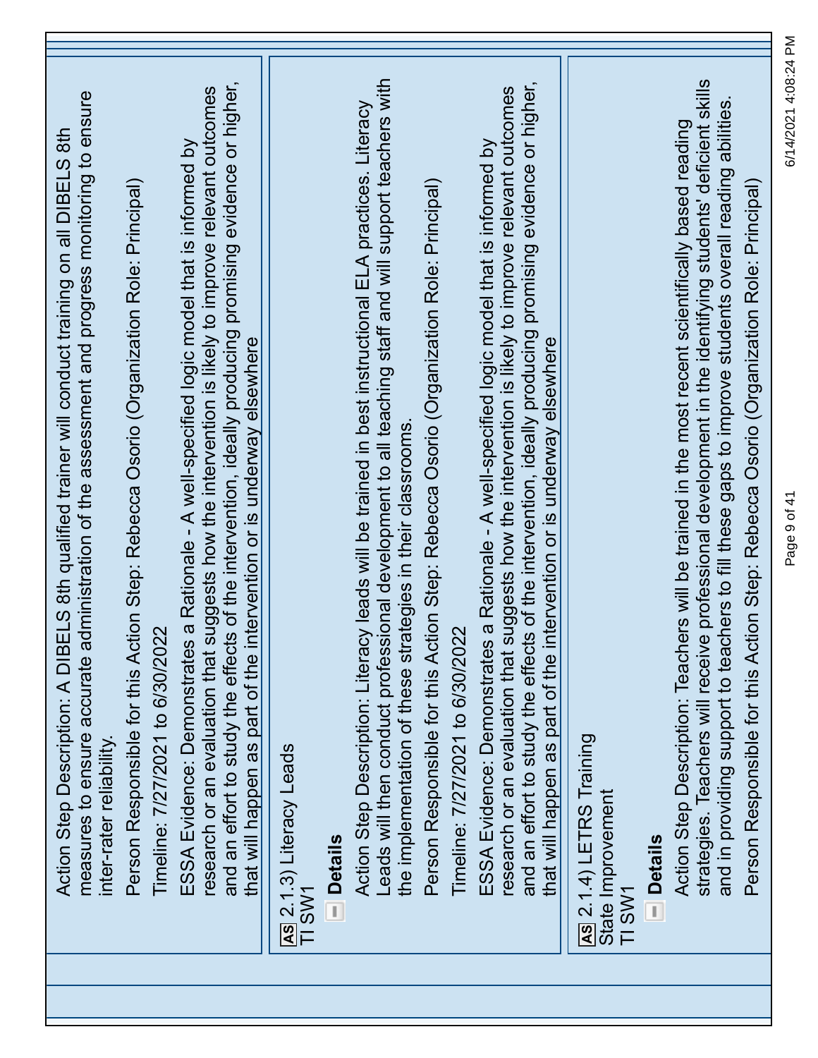Action Step Description: A DIBELS 8th qualified trainer will conduct training on all DIBELS 8th measures to ensure accurate administration of the assessment and progress monitoring to ensure inter-rater reliability.

Person Responsible for this Action Step: Rebecca Osorio (Organization Role: Principal)

Timeline: 7/27/2021 to 6/30/2022

ESSA Evidence: Demonstrates a Rationale - A well-specified logic model that is informed by research or an evaluation that suggests how the intervention is likely to improve relevant outcomes and an effort to study the effects of the intervention, ideally producing promising evidence or higher, that will happen as part of the intervention or is underway elsewhere

AS 2.1.3) Literacy Leads
TI SW1

**Details**

Action Step Description: Literacy leads will be trained in best instructional ELA practices. Literacy Leads will then conduct professional development to all teaching staff and will support teachers with the implementation of these strategies in their classrooms.

Person Responsible for this Action Step: Rebecca Osorio (Organization Role: Principal)

Timeline: 7/27/2021 to 6/30/2022

ESSA Evidence: Demonstrates a Rationale - A well-specified logic model that is informed by research or an evaluation that suggests how the intervention is likely to improve relevant outcomes and an effort to study the effects of the intervention, ideally producing promising evidence or higher, that will happen as part of the intervention or is underway elsewhere

AS 2.1.4) LETRS Training
State Improvement
TI SW1

**Details**

Action Step Description: Teachers will be trained in the most recent scientifically based reading strategies. Teachers will receive professional development in the identifying students' deficient skills and in providing support to teachers to fill these gaps to improve students overall reading abilities.

Person Responsible for this Action Step: Rebecca Osorio (Organization Role: Principal)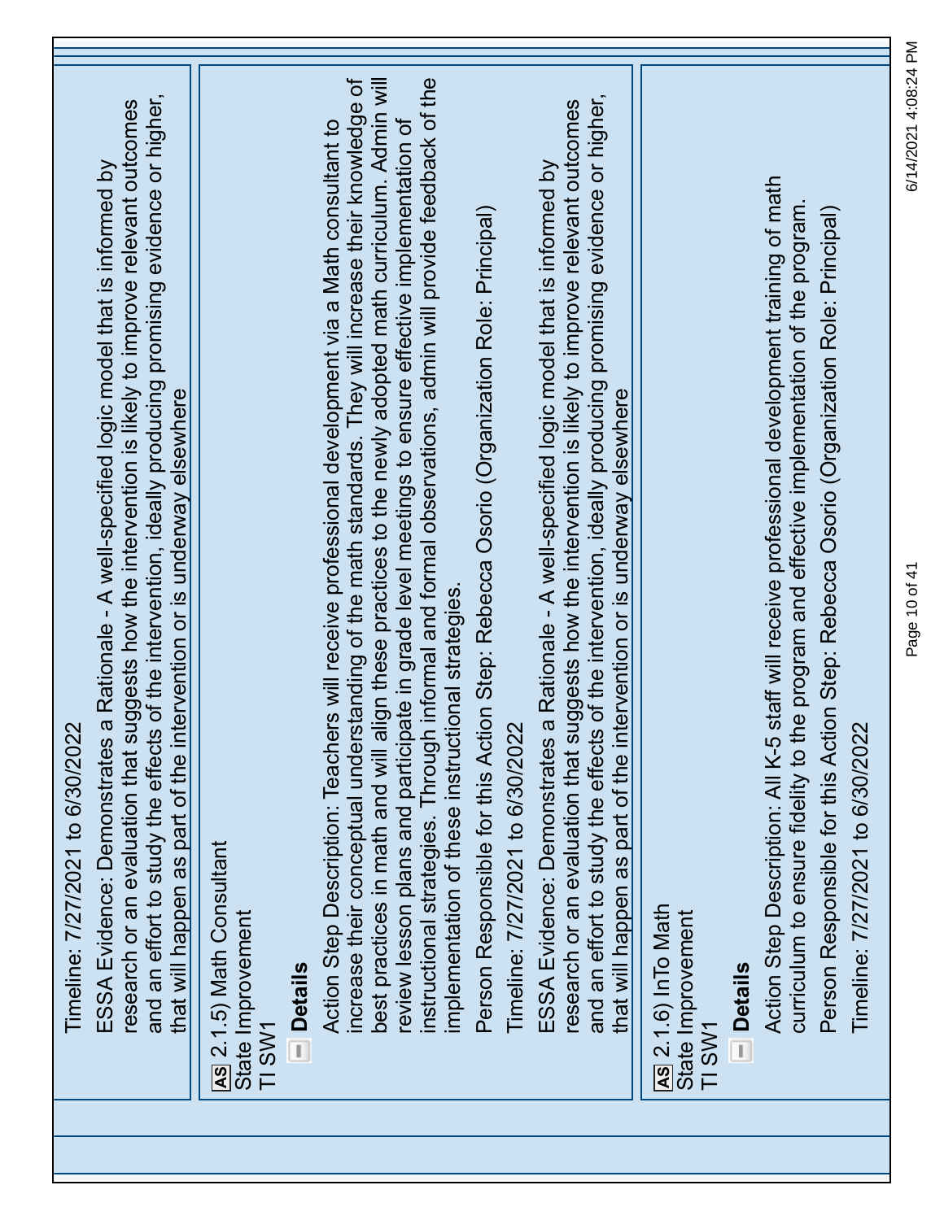Timeline: 7/27/2021 to 6/30/2022

ESSA Evidence: Demonstrates a Rationale - A well-specified logic model that is informed by research or an evaluation that suggests how the intervention is likely to improve relevant outcomes and an effort to study the effects of the intervention, ideally producing promising evidence or higher, that will happen as part of the intervention or is underway elsewhere

**AS** 2.1.5) Math Consultant
State Improvement
TI SW1

**Details**

Action Step Description: Teachers will receive professional development via a Math consultant to increase their conceptual understanding of the math standards. They will increase their knowledge of best practices in math and will align these practices to the newly adopted math curriculum. Admin will review lesson plans and participate in grade level meetings to ensure effective implementation of instructional strategies. Through informal and formal observations, admin will provide feedback of the implementation of these instructional strategies.

Person Responsible for this Action Step: Rebecca Osorio (Organization Role: Principal)

Timeline: 7/27/2021 to 6/30/2022

ESSA Evidence: Demonstrates a Rationale - A well-specified logic model that is informed by research or an evaluation that suggests how the intervention is likely to improve relevant outcomes and an effort to study the effects of the intervention, ideally producing promising evidence or higher, that will happen as part of the intervention or is underway elsewhere

**AS** 2.1.6) InTo Math
State Improvement
TI SW1

**Details**

Action Step Description: All K-5 staff will receive professional development training of math curriculum to ensure fidelity to the program and effective implementation of the program.

Person Responsible for this Action Step: Rebecca Osorio (Organization Role: Principal)

Timeline: 7/27/2021 to 6/30/2022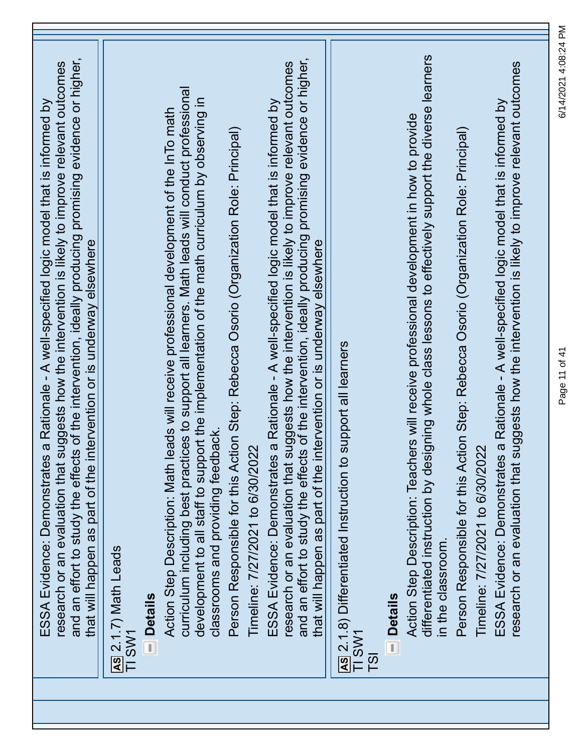ESSA Evidence: Demonstrates a Rationale - A well-specified logic model that is informed by research or an evaluation that suggests how the intervention is likely to improve relevant outcomes and an effort to study the effects of the intervention, ideally producing promising evidence or higher, that will happen as part of the intervention or is underway elsewhere

**AS** 2.1.7) Math Leads
TI SW1

**Details**

Action Step Description: Math leads will receive professional development of the InTo math curriculum including best practices to support all learners. Math leads will conduct professional development to all staff to support the implementation of the math curriculum by observing in classrooms and providing feedback.

Person Responsible for this Action Step: Rebecca Osorio (Organization Role: Principal)

Timeline: 7/27/2021 to 6/30/2022

ESSA Evidence: Demonstrates a Rationale - A well-specified logic model that is informed by research or an evaluation that suggests how the intervention is likely to improve relevant outcomes and an effort to study the effects of the intervention, ideally producing promising evidence or higher, that will happen as part of the intervention or is underway elsewhere

**AS** 2.1.8) Differentiated Instruction to support all learners
TI SW1
TSI

**Details**

Action Step Description: Teachers will receive professional development in how to provide differentiated instruction by designing whole class lessons to effectively support the diverse learners in the classroom.

Person Responsible for this Action Step: Rebecca Osorio (Organization Role: Principal)

Timeline: 7/27/2021 to 6/30/2022

ESSA Evidence: Demonstrates a Rationale - A well-specified logic model that is informed by research or an evaluation that suggests how the intervention is likely to improve relevant outcomes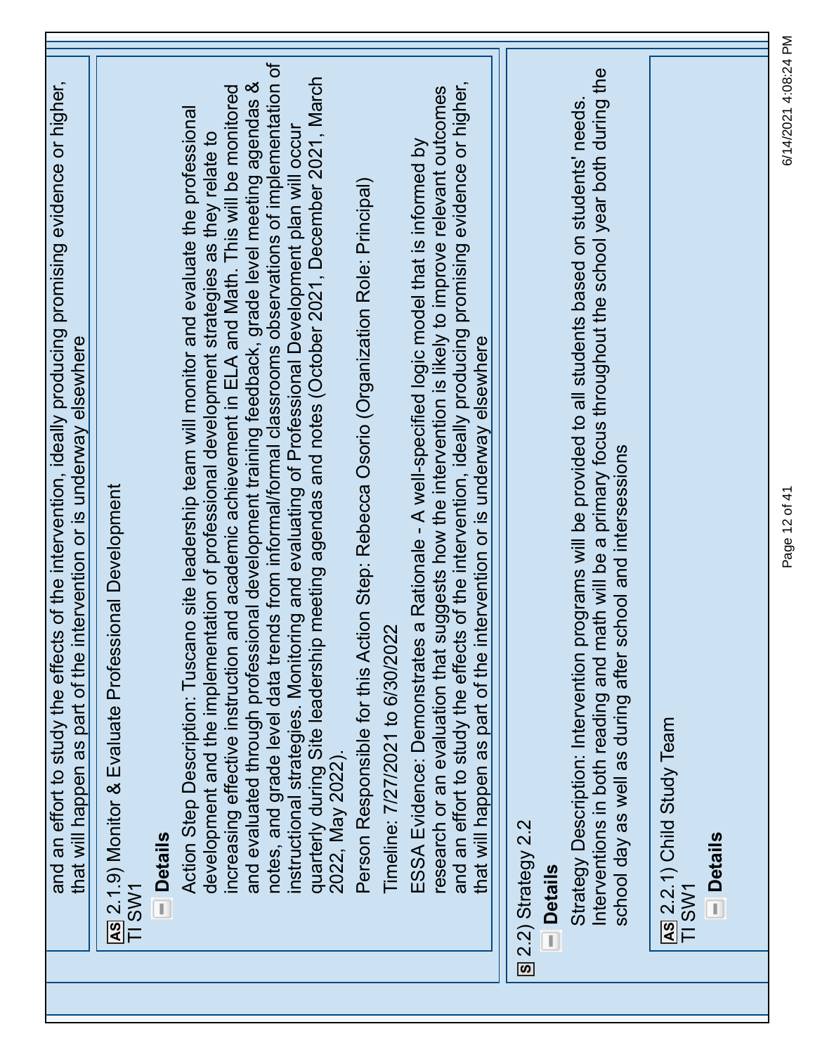and an effort to study the effects of the intervention, ideally producing promising evidence or higher, that will happen as part of the intervention or is underway elsewhere

AS 2.1.9) Monitor & Evaluate Professional Development
TI SW1

**Details**

Action Step Description: Tuscano site leadership team will monitor and evaluate the professional development and the implementation of professional development strategies as they relate to increasing effective instruction and academic achievement in ELA and Math. This will be monitored and evaluated through professional development training feedback, grade level meeting agendas & notes, and grade level data trends from informal/formal classrooms observations of implementation of instructional strategies. Monitoring and evaluating of Professional Development plan will occur quarterly during Site leadership meeting agendas and notes (October 2021, December 2021, March 2022, May 2022).

Person Responsible for this Action Step: Rebecca Osorio (Organization Role: Principal)

Timeline: 7/27/2021 to 6/30/2022

ESSA Evidence: Demonstrates a Rationale - A well-specified logic model that is informed by research or an evaluation that suggests how the intervention is likely to improve relevant outcomes and an effort to study the effects of the intervention, ideally producing promising evidence or higher, that will happen as part of the intervention or is underway elsewhere

S 2.2) Strategy 2.2

**Details**

Strategy Description: Intervention programs will be provided to all students based on students' needs. Interventions in both reading and math will be a primary focus throughout the school year both during the school day as well as during after school and intersessions

AS 2.2.1) Child Study Team
TI SW1

**Details**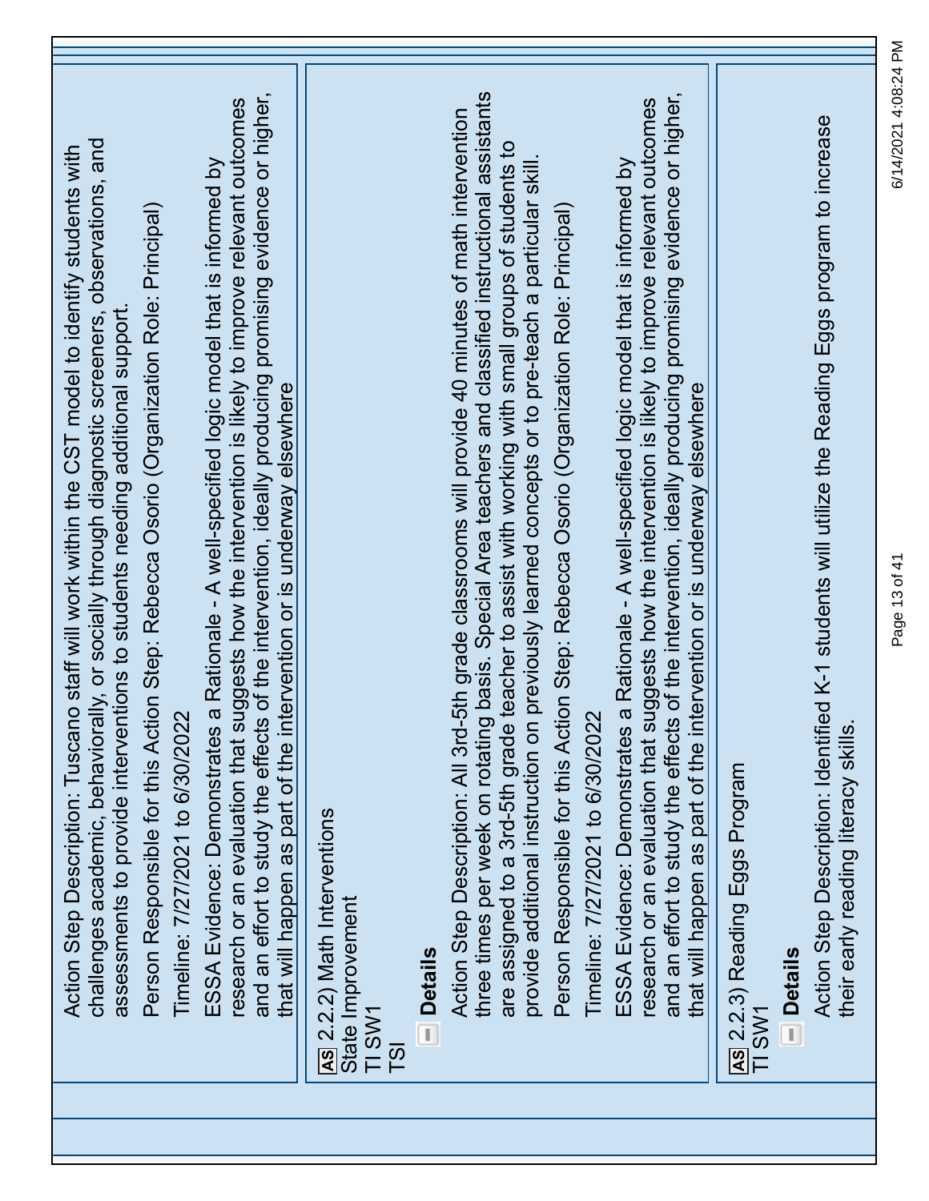Action Step Description: Tuscano staff will work within the CST model to identify students with challenges academic, behaviorally, or socially through diagnostic screeners, observations, and assessments to provide interventions to students needing additional support.

Person Responsible for this Action Step: Rebecca Osorio (Organization Role: Principal)

Timeline: 7/27/2021 to 6/30/2022

ESSA Evidence: Demonstrates a Rationale - A well-specified logic model that is informed by research or an evaluation that suggests how the intervention is likely to improve relevant outcomes and an effort to study the effects of the intervention, ideally producing promising evidence or higher, that will happen as part of the intervention or is underway elsewhere

**AS** 2.2.2) Math Interventions
State Improvement
TI SW1
TSI

**Details**

Action Step Description: All 3rd-5th grade classrooms will provide 40 minutes of math intervention three times per week on rotating basis. Special Area teachers and classified instructional assistants are assigned to a 3rd-5th grade teacher to assist with working with small groups of students to provide additional instruction on previously learned concepts or to pre-teach a particular skill.

Person Responsible for this Action Step: Rebecca Osorio (Organization Role: Principal)

Timeline: 7/27/2021 to 6/30/2022

ESSA Evidence: Demonstrates a Rationale - A well-specified logic model that is informed by research or an evaluation that suggests how the intervention is likely to improve relevant outcomes and an effort to study the effects of the intervention, ideally producing promising evidence or higher, that will happen as part of the intervention or is underway elsewhere

**AS** 2.2.3) Reading Eggs Program
TI SW1

**Details**

Action Step Description: Identified K-1 students will utilize the Reading Eggs program to increase their early reading literacy skills.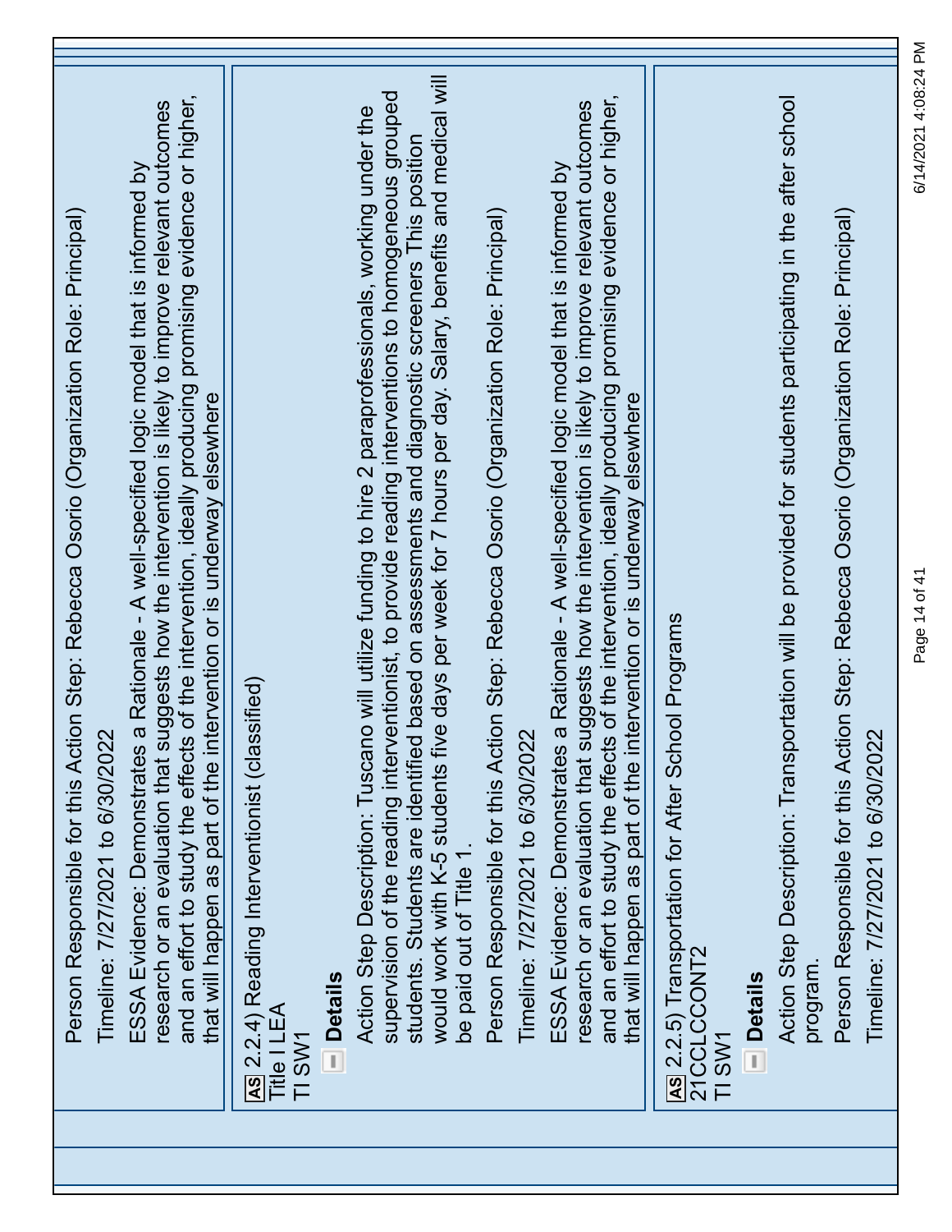Person Responsible for this Action Step: Rebecca Osorio (Organization Role: Principal)

Timeline: 7/27/2021 to 6/30/2022

ESSA Evidence: Demonstrates a Rationale - A well-specified logic model that is informed by research or an evaluation that suggests how the intervention is likely to improve relevant outcomes and an effort to study the effects of the intervention, ideally producing promising evidence or higher, that will happen as part of the intervention or is underway elsewhere

**AS** 2.2.4) Reading Interventionist (classified)
Title I LEA
TI SW1

**Details**

Action Step Description: Tuscano will utilize funding to hire 2 paraprofessionals, working under the supervision of the reading interventionist, to provide reading interventions to homogeneous grouped students. Students are identified based on assessments and diagnostic screeners This position would work with K-5 students five days per week for 7 hours per day. Salary, benefits and medical will be paid out of Title 1.

Person Responsible for this Action Step: Rebecca Osorio (Organization Role: Principal)

Timeline: 7/27/2021 to 6/30/2022

ESSA Evidence: Demonstrates a Rationale - A well-specified logic model that is informed by research or an evaluation that suggests how the intervention is likely to improve relevant outcomes and an effort to study the effects of the intervention, ideally producing promising evidence or higher, that will happen as part of the intervention or is underway elsewhere

**AS** 2.2.5) Transportation for After School Programs
21CCLCCONT2
TI SW1

**Details**

Action Step Description: Transportation will be provided for students participating in the after school program.

Person Responsible for this Action Step: Rebecca Osorio (Organization Role: Principal)

Timeline: 7/27/2021 to 6/30/2022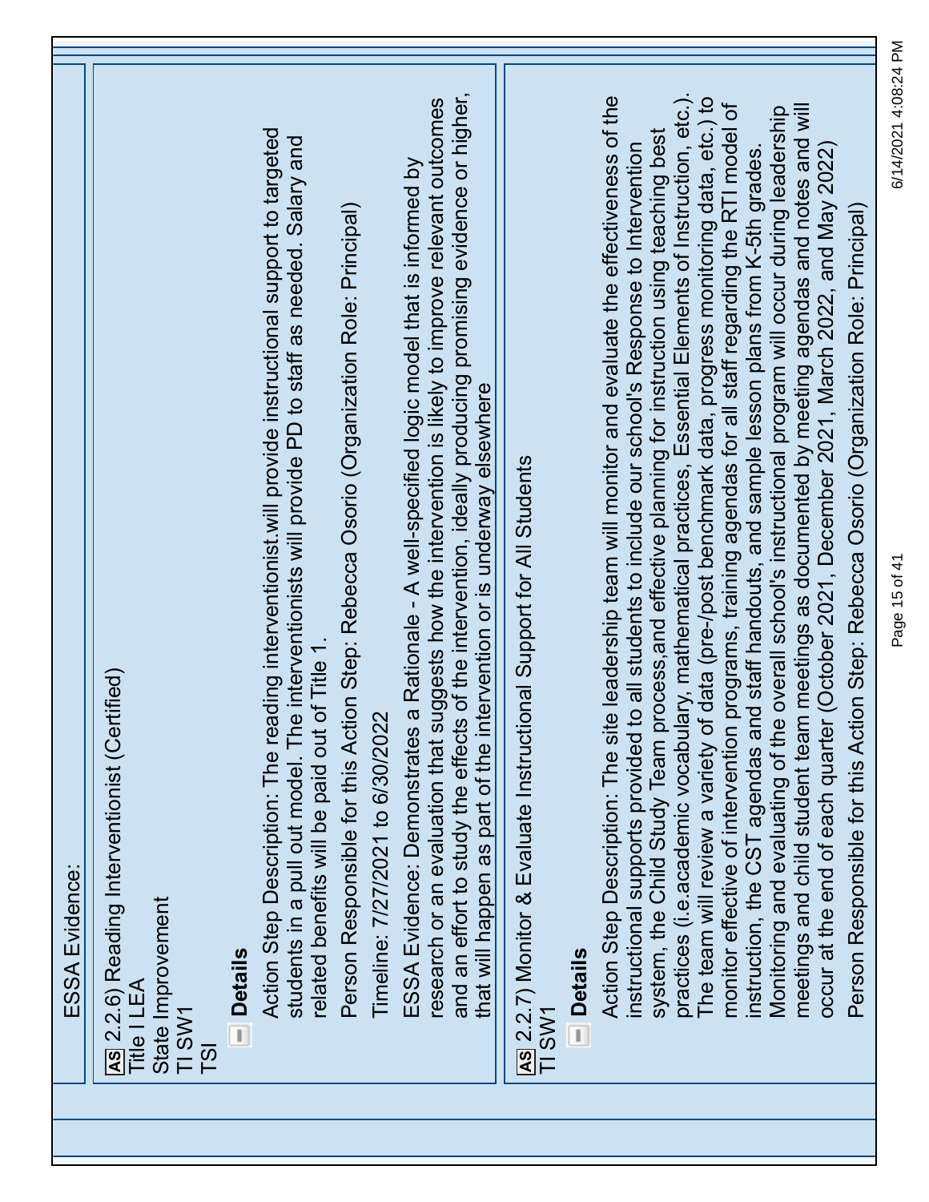ESSA Evidence:

**AS** 2.2.6) Reading Interventionist (Certified)
Title I LEA
State Improvement
TI SW1
TSI

**Details**

Action Step Description: The reading interventionist.will provide instructional support to targeted students in a pull out model. The interventionists will provide PD to staff as needed. Salary and related benefits will be paid out of Title 1.

Person Responsible for this Action Step: Rebecca Osorio (Organization Role: Principal)

Timeline: 7/27/2021 to 6/30/2022

ESSA Evidence: Demonstrates a Rationale - A well-specified logic model that is informed by research or an evaluation that suggests how the intervention is likely to improve relevant outcomes and an effort to study the effects of the intervention, ideally producing promising evidence or higher, that will happen as part of the intervention or is underway elsewhere

**AS** 2.2.7) Monitor & Evaluate Instructional Support for All Students
TI SW1

**Details**

Action Step Description: The site leadership team will monitor and evaluate the effectiveness of the instructional supports provided to all students to include our school's Response to Intervention system, the Child Study Team process,and effective planning for instruction using teaching best practices (i.e.academic vocabulary, mathematical practices, Essential Elements of Instruction, etc.). The team will review a variety of data (pre-/post benchmark data, progress monitoring data, etc.) to monitor effective of intervention programs, training agendas for all staff regarding the RTI model of instruction, the CST agendas and staff handouts, and sample lesson plans from K-5th grades. Monitoring and evaluating of the overall school's instructional program will occur during leadership meetings and child student team meetings as documented by meeting agendas and notes and will occur at the end of each quarter (October 2021, December 2021, March 2022, and May 2022)

Person Responsible for this Action Step: Rebecca Osorio (Organization Role: Principal)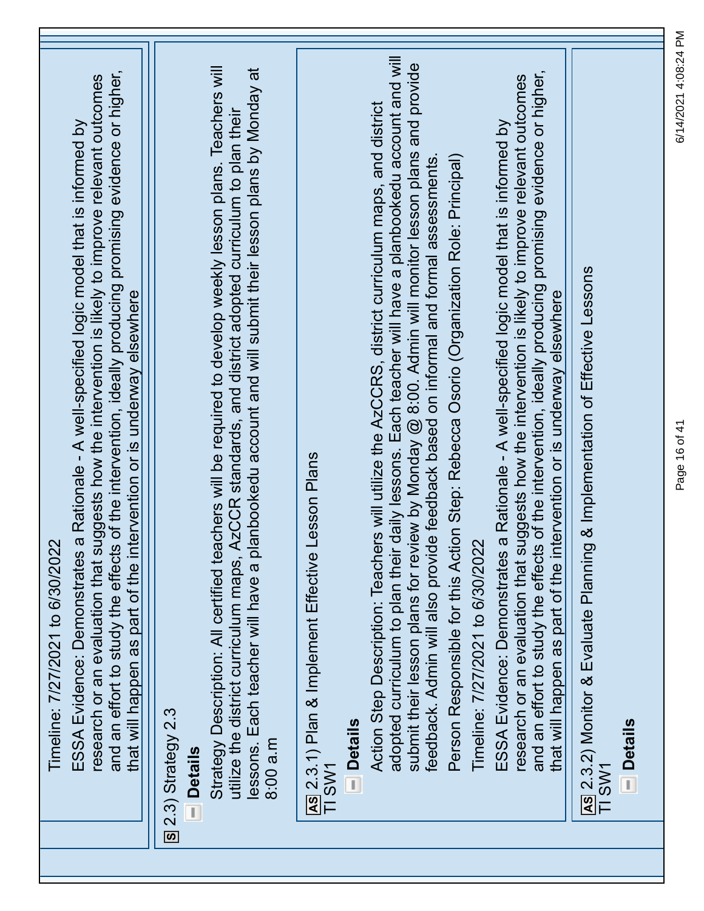Timeline: 7/27/2021 to 6/30/2022

ESSA Evidence: Demonstrates a Rationale - A well-specified logic model that is informed by research or an evaluation that suggests how the intervention is likely to improve relevant outcomes and an effort to study the effects of the intervention, ideally producing promising evidence or higher, that will happen as part of the intervention or is underway elsewhere

**S** 2.3) Strategy 2.3

**Details**

Strategy Description: All certified teachers will be required to develop weekly lesson plans. Teachers will utilize the district curriculum maps, AzCCR standards, and district adopted curriculum to plan their lessons. Each teacher will have a planbookedu account and will submit their lesson plans by Monday at 8:00 a.m

**AS** 2.3.1) Plan & Implement Effective Lesson Plans
TI SW1

**Details**

Action Step Description: Teachers will utilize the AzCCRS, district curriculum maps, and district adopted curriculum to plan their daily lessons. Each teacher will have a planbookedu account and will submit their lesson plans for review by Monday @ 8:00. Admin will monitor lesson plans and provide feedback. Admin will also provide feedback based on informal and formal assessments.

Person Responsible for this Action Step: Rebecca Osorio (Organization Role: Principal)

Timeline: 7/27/2021 to 6/30/2022

ESSA Evidence: Demonstrates a Rationale - A well-specified logic model that is informed by research or an evaluation that suggests how the intervention is likely to improve relevant outcomes and an effort to study the effects of the intervention, ideally producing promising evidence or higher, that will happen as part of the intervention or is underway elsewhere

**AS** 2.3.2) Monitor & Evaluate Planning & Implementation of Effective Lessons
TI SW1

**Details**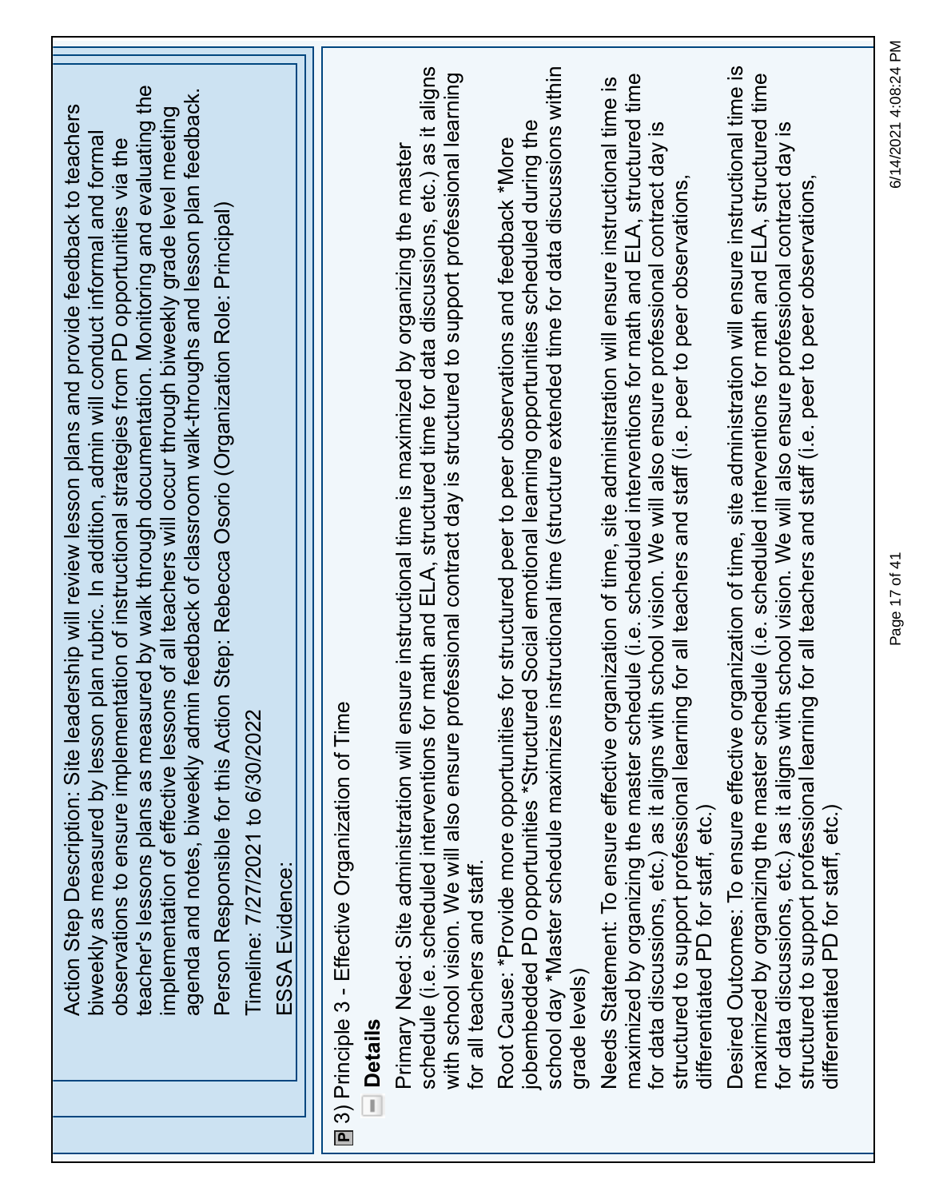Action Step Description: Site leadership will review lesson plans and provide feedback to teachers biweekly as measured by lesson plan rubric. In addition, admin will conduct informal and formal observations to ensure implementation of instructional strategies from PD opportunities via the teacher's lessons plans as measured by walk through documentation. Monitoring and evaluating the implementation of effective lessons of all teachers will occur through biweekly grade level meeting agenda and notes, biweekly admin feedback of classroom walk-throughs and lesson plan feedback.

Person Responsible for this Action Step: Rebecca Osorio (Organization Role: Principal)

Timeline: 7/27/2021 to 6/30/2022

ESSA Evidence:

## P 3) Principle 3 - Effective Organization of Time

### Details

Primary Need: Site administration will ensure instructional time is maximized by organizing the master schedule (i.e. scheduled interventions for math and ELA, structured time for data discussions, etc.) as it aligns with school vision. We will also ensure professional contract day is structured to support professional learning for all teachers and staff.

Root Cause: *Provide more opportunities for structured peer to peer observations and feedback *More jobembedded PD opportunities *Structured Social emotional learning opportunities scheduled during the school day *Master schedule maximizes instructional time (structure extended time for data discussions within grade levels)

Needs Statement: To ensure effective organization of time, site administration will ensure instructional time is maximized by organizing the master schedule (i.e. scheduled interventions for math and ELA, structured time for data discussions, etc.) as it aligns with school vision. We will also ensure professional contract day is structured to support professional learning for all teachers and staff (i.e. peer to peer observations, differentiated PD for staff, etc.)

Desired Outcomes: To ensure effective organization of time, site administration will ensure instructional time is maximized by organizing the master schedule (i.e. scheduled interventions for math and ELA, structured time for data discussions, etc.) as it aligns with school vision. We will also ensure professional contract day is structured to support professional learning for all teachers and staff (i.e. peer to peer observations, differentiated PD for staff, etc.)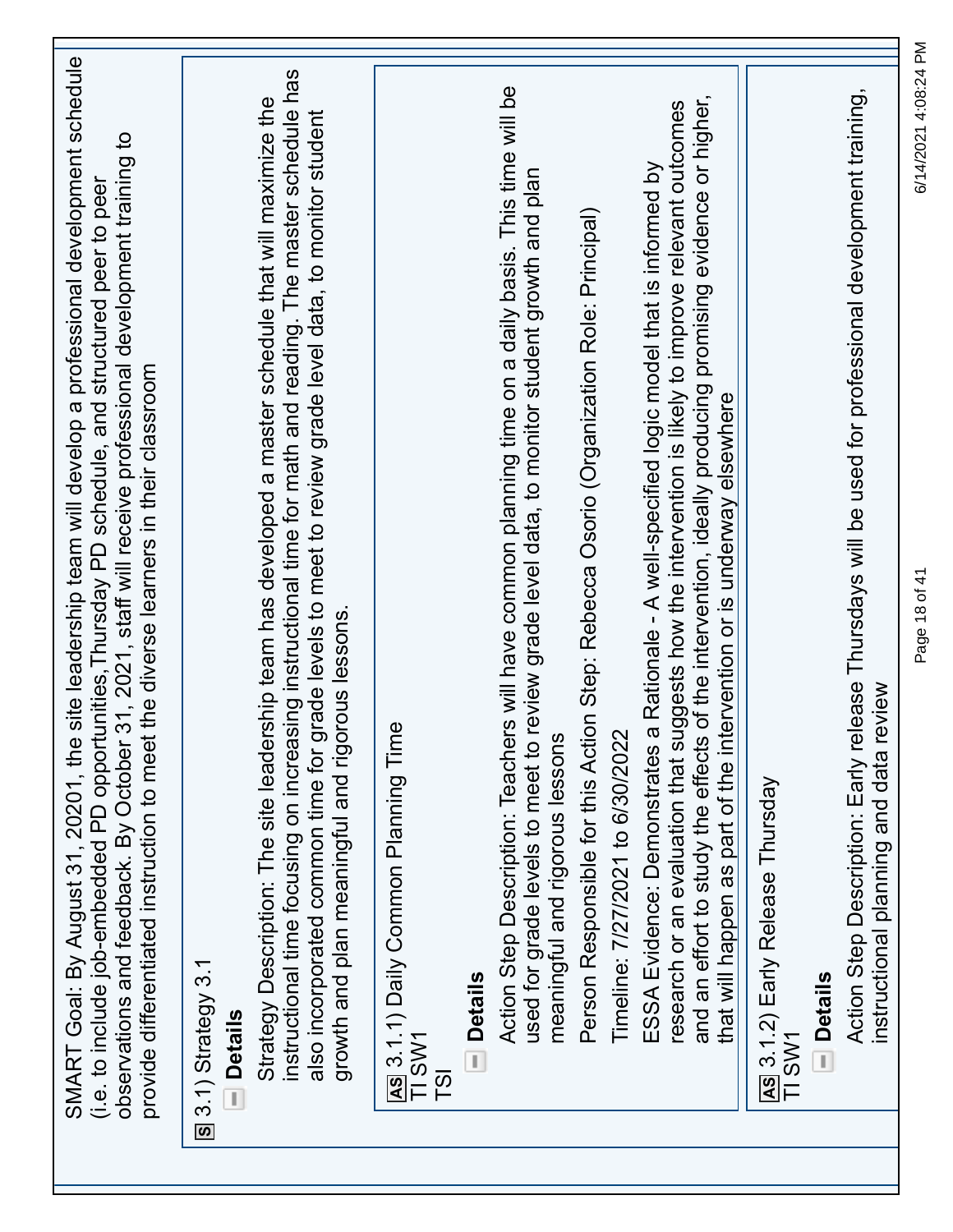SMART Goal: By August 31, 20201, the site leadership team will develop a professional development schedule (i.e. to include job-embedded PD opportunities,Thursday PD schedule, and structured peer to peer observations and feedback. By October 31, 2021, staff will receive professional development training to provide differentiated instruction to meet the diverse learners in their classroom

**S** 3.1) Strategy 3.1

**Details**

Strategy Description: The site leadership team has developed a master schedule that will maximize the instructional time focusing on increasing instructional time for math and reading. The master schedule has also incorporated common time for grade levels to meet to review grade level data, to monitor student growth and plan meaningful and rigorous lessons.

**AS** 3.1.1) Daily Common Planning Time
TI SW1
TSI

**Details**

Action Step Description: Teachers will have common planning time on a daily basis. This time will be used for grade levels to meet to review grade level data, to monitor student growth and plan meaningful and rigorous lessons

Person Responsible for this Action Step: Rebecca Osorio (Organization Role: Principal)

Timeline: 7/27/2021 to 6/30/2022

ESSA Evidence: Demonstrates a Rationale - A well-specified logic model that is informed by research or an evaluation that suggests how the intervention is likely to improve relevant outcomes and an effort to study the effects of the intervention, ideally producing promising evidence or higher, that will happen as part of the intervention or is underway elsewhere

**AS** 3.1.2) Early Release Thursday
TI SW1

**Details**

Action Step Description: Early release Thursdays will be used for professional development training, instructional planning and data review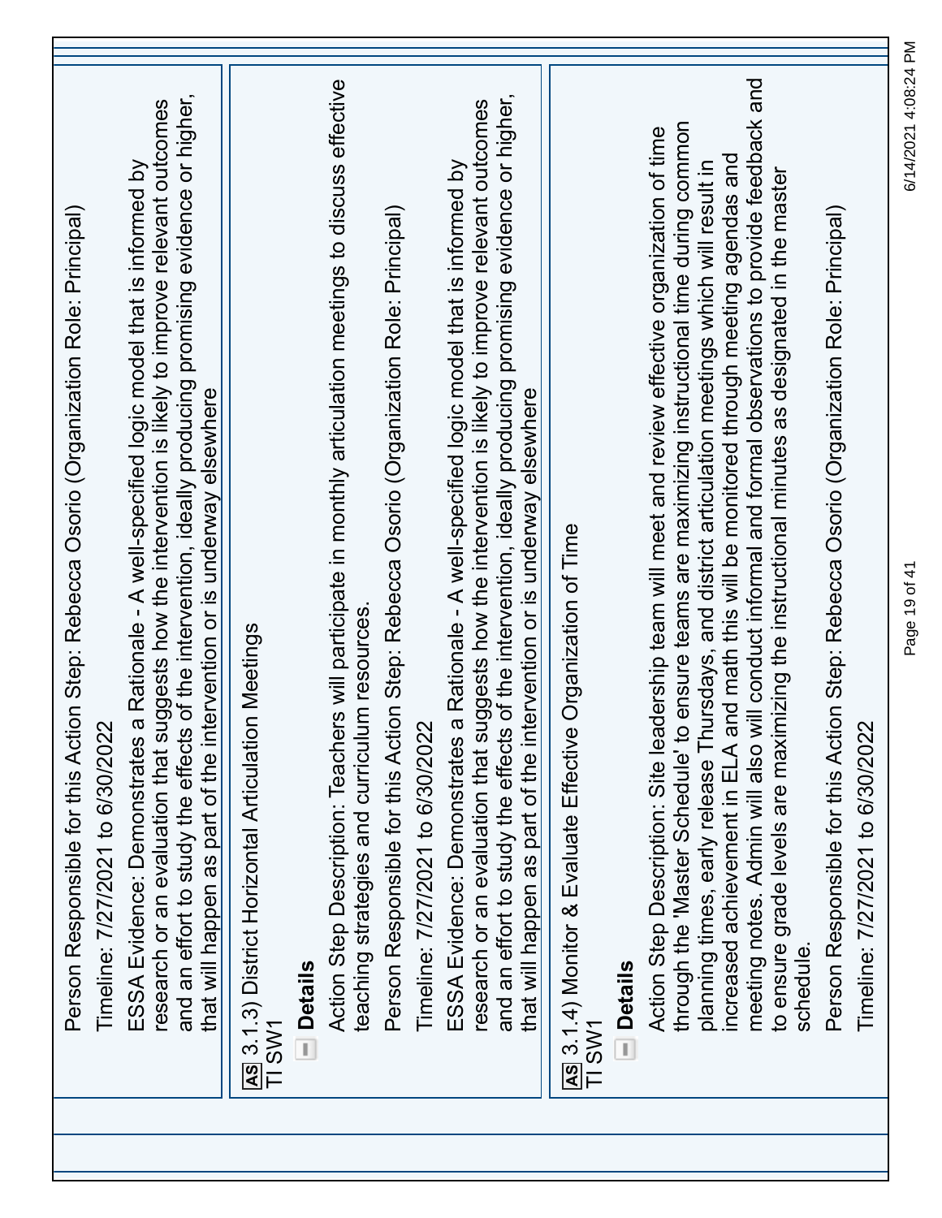Person Responsible for this Action Step: Rebecca Osorio (Organization Role: Principal)

Timeline: 7/27/2021 to 6/30/2022

ESSA Evidence: Demonstrates a Rationale - A well-specified logic model that is informed by research or an evaluation that suggests how the intervention is likely to improve relevant outcomes and an effort to study the effects of the intervention, ideally producing promising evidence or higher, that will happen as part of the intervention or is underway elsewhere

**AS** 3.1.3) District Horizontal Articulation Meetings
TI SW1

**Details**

Action Step Description: Teachers will participate in monthly articulation meetings to discuss effective teaching strategies and curriculum resources.

Person Responsible for this Action Step: Rebecca Osorio (Organization Role: Principal)

Timeline: 7/27/2021 to 6/30/2022

ESSA Evidence: Demonstrates a Rationale - A well-specified logic model that is informed by research or an evaluation that suggests how the intervention is likely to improve relevant outcomes and an effort to study the effects of the intervention, ideally producing promising evidence or higher, that will happen as part of the intervention or is underway elsewhere

**AS** 3.1.4) Monitor & Evaluate Effective Organization of Time
TI SW1

**Details**

Action Step Description: Site leadership team will meet and review effective organization of time through the 'Master Schedule' to ensure teams are maximizing instructional time during common planning times, early release Thursdays, and district articulation meetings which will result in increased achievement in ELA and math this will be monitored through meeting agendas and meeting notes. Admin will also will conduct informal and formal observations to provide feedback and to ensure grade levels are maximizing the instructional minutes as designated in the master schedule.

Person Responsible for this Action Step: Rebecca Osorio (Organization Role: Principal)

Timeline: 7/27/2021 to 6/30/2022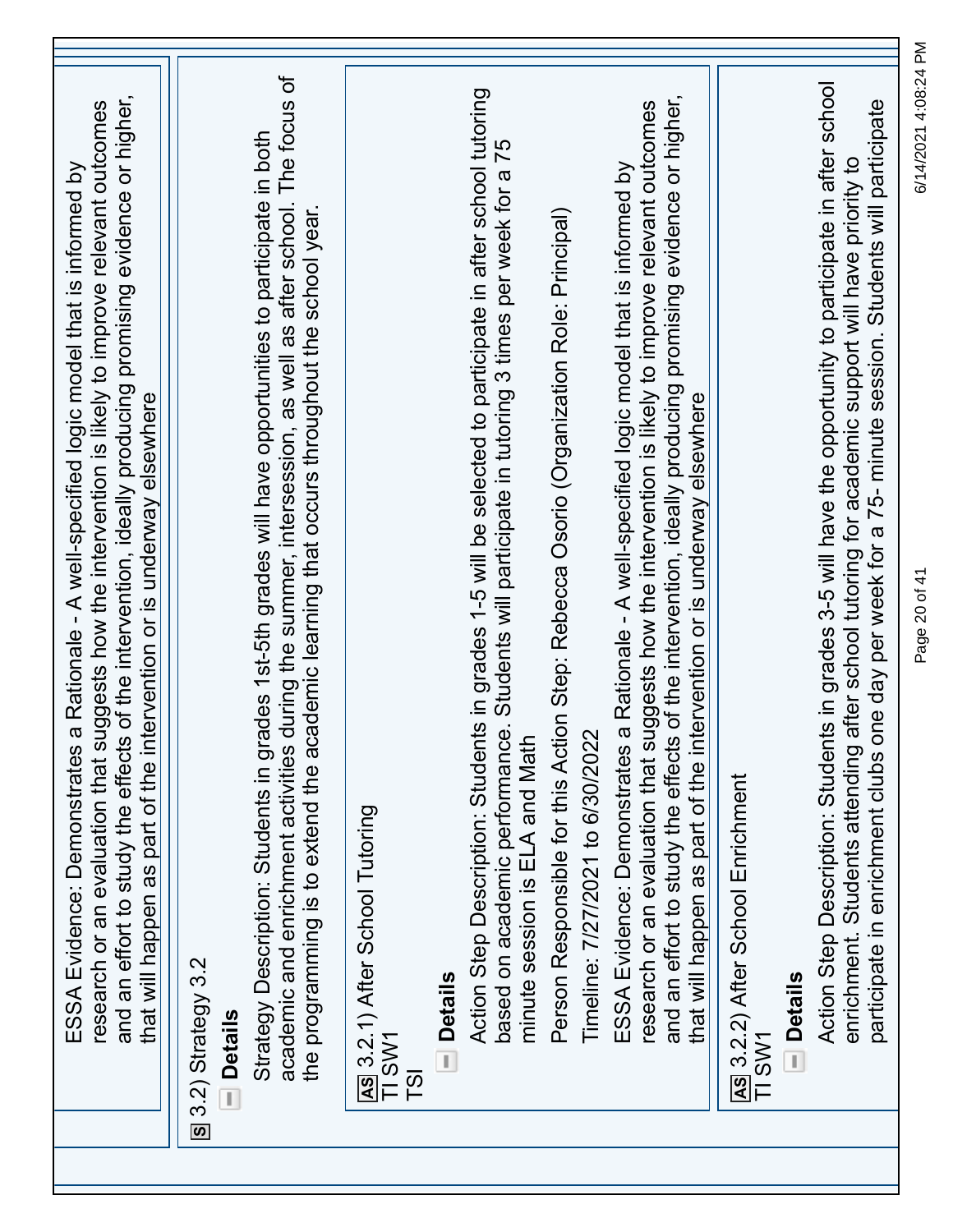ESSA Evidence: Demonstrates a Rationale - A well-specified logic model that is informed by research or an evaluation that suggests how the intervention is likely to improve relevant outcomes and an effort to study the effects of the intervention, ideally producing promising evidence or higher, that will happen as part of the intervention or is underway elsewhere

## S 3.2) Strategy 3.2

**Details**

Strategy Description: Students in grades 1st-5th grades will have opportunities to participate in both academic and enrichment activities during the summer, intersession, as well as after school. The focus of the programming is to extend the academic learning that occurs throughout the school year.

### AS 3.2.1) After School Tutoring

TI SW1
TSI

**Details**

Action Step Description: Students in grades 1-5 will be selected to participate in after school tutoring based on academic performance. Students will participate in tutoring 3 times per week for a 75 minute session is ELA and Math

Person Responsible for this Action Step: Rebecca Osorio (Organization Role: Principal)

Timeline: 7/27/2021 to 6/30/2022

ESSA Evidence: Demonstrates a Rationale - A well-specified logic model that is informed by research or an evaluation that suggests how the intervention is likely to improve relevant outcomes and an effort to study the effects of the intervention, ideally producing promising evidence or higher, that will happen as part of the intervention or is underway elsewhere

### AS 3.2.2) After School Enrichment

TI SW1

**Details**

Action Step Description: Students in grades 3-5 will have the opportunity to participate in after school enrichment. Students attending after school tutoring for academic support will have priority to participate in enrichment clubs one day per week for a 75- minute session. Students will participate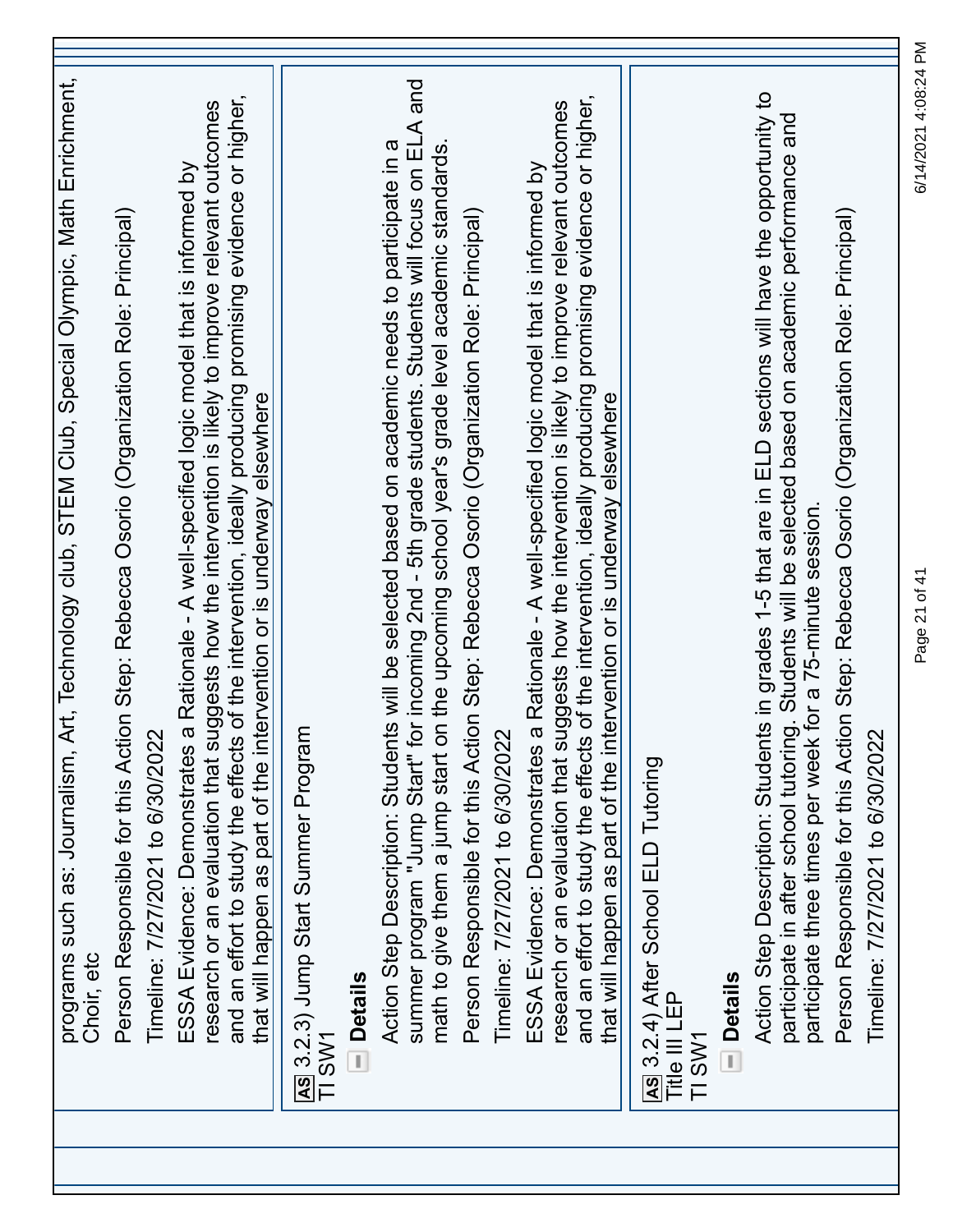programs such as: Journalism, Art, Technology club, STEM Club, Special Olympic, Math Enrichment, Choir, etc

Person Responsible for this Action Step: Rebecca Osorio (Organization Role: Principal)

Timeline: 7/27/2021 to 6/30/2022

ESSA Evidence: Demonstrates a Rationale - A well-specified logic model that is informed by research or an evaluation that suggests how the intervention is likely to improve relevant outcomes and an effort to study the effects of the intervention, ideally producing promising evidence or higher, that will happen as part of the intervention or is underway elsewhere

**AS** 3.2.3) Jump Start Summer Program
TI SW1

**Details**

Action Step Description: Students will be selected based on academic needs to participate in a summer program "Jump Start" for incoming 2nd - 5th grade students. Students will focus on ELA and math to give them a jump start on the upcoming school year's grade level academic standards.

Person Responsible for this Action Step: Rebecca Osorio (Organization Role: Principal)

Timeline: 7/27/2021 to 6/30/2022

ESSA Evidence: Demonstrates a Rationale - A well-specified logic model that is informed by research or an evaluation that suggests how the intervention is likely to improve relevant outcomes and an effort to study the effects of the intervention, ideally producing promising evidence or higher, that will happen as part of the intervention or is underway elsewhere

**AS** 3.2.4) After School ELD Tutoring
Title III LEP
TI SW1

**Details**

Action Step Description: Students in grades 1-5 that are in ELD sections will have the opportunity to participate in after school tutoring. Students will be selected based on academic performance and participate three times per week for a 75-minute session.

Person Responsible for this Action Step: Rebecca Osorio (Organization Role: Principal)

Timeline: 7/27/2021 to 6/30/2022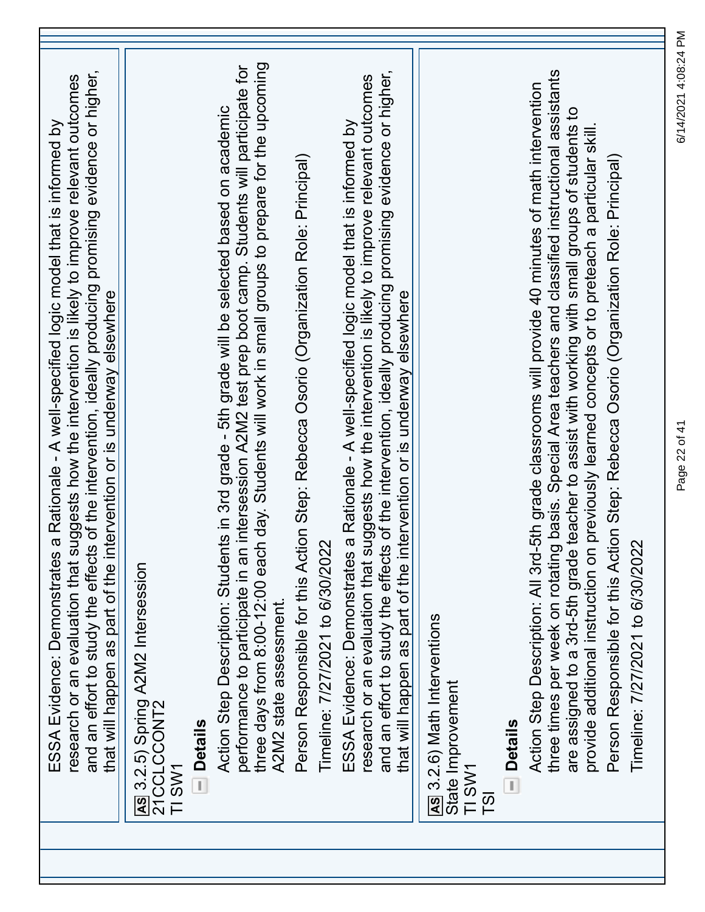ESSA Evidence: Demonstrates a Rationale - A well-specified logic model that is informed by research or an evaluation that suggests how the intervention is likely to improve relevant outcomes and an effort to study the effects of the intervention, ideally producing promising evidence or higher, that will happen as part of the intervention or is underway elsewhere

**AS** 3.2.5) Spring A2M2 Intersession
21CCLCCONT2
TI SW1

**Details**

Action Step Description: Students in 3rd grade - 5th grade will be selected based on academic performance to participate in an intersession A2M2 test prep boot camp. Students will participate for three days from 8:00-12:00 each day. Students will work in small groups to prepare for the upcoming A2M2 state assessment.

Person Responsible for this Action Step: Rebecca Osorio (Organization Role: Principal)

Timeline: 7/27/2021 to 6/30/2022

ESSA Evidence: Demonstrates a Rationale - A well-specified logic model that is informed by research or an evaluation that suggests how the intervention is likely to improve relevant outcomes and an effort to study the effects of the intervention, ideally producing promising evidence or higher, that will happen as part of the intervention or is underway elsewhere

**AS** 3.2.6) Math Interventions
State Improvement
TI SW1
TSI

**Details**

Action Step Description: All 3rd-5th grade classrooms will provide 40 minutes of math intervention three times per week on rotating basis. Special Area teachers and classified instructional assistants are assigned to a 3rd-5th grade teacher to assist with working with small groups of students to provide additional instruction on previously learned concepts or to preteach a particular skill.

Person Responsible for this Action Step: Rebecca Osorio (Organization Role: Principal)

Timeline: 7/27/2021 to 6/30/2022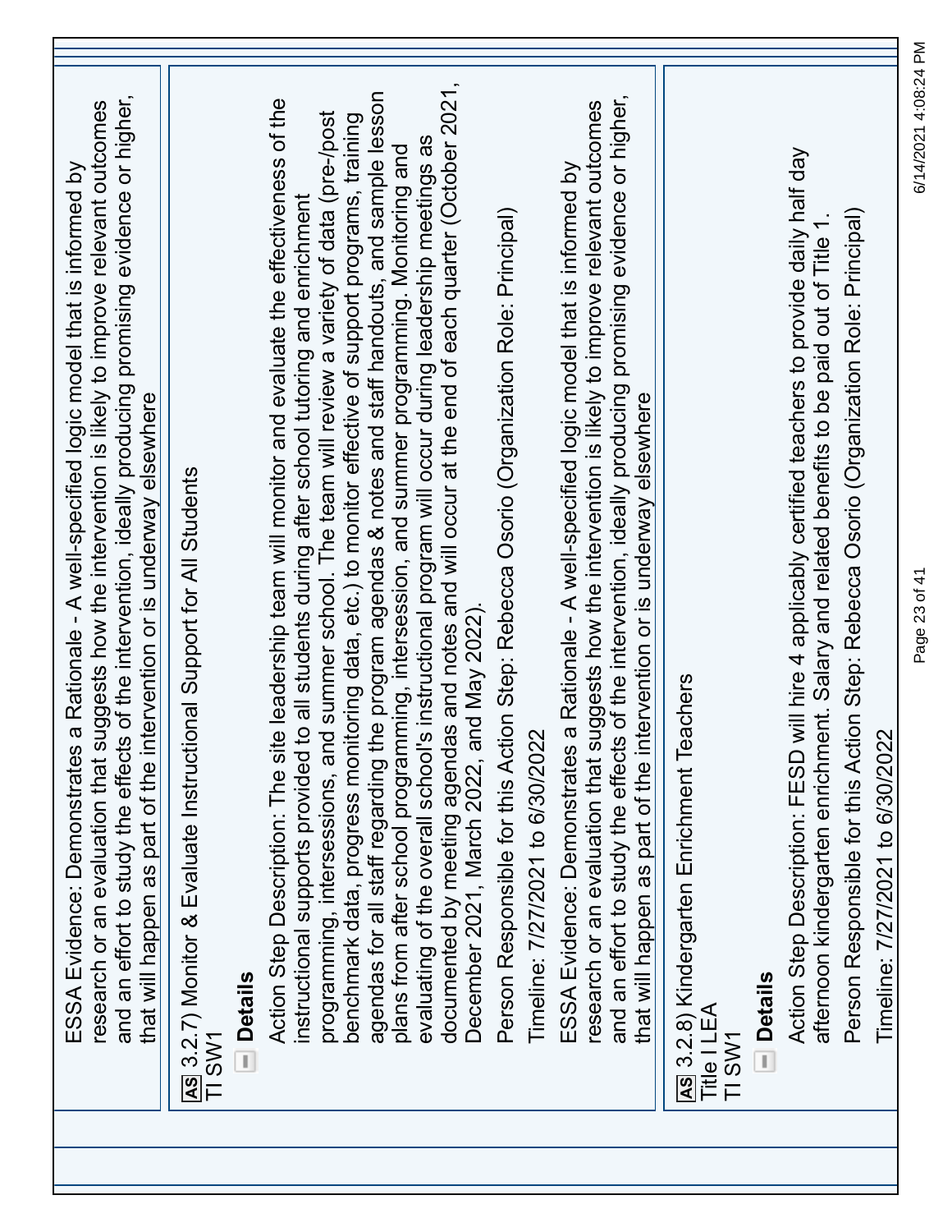ESSA Evidence: Demonstrates a Rationale - A well-specified logic model that is informed by research or an evaluation that suggests how the intervention is likely to improve relevant outcomes and an effort to study the effects of the intervention, ideally producing promising evidence or higher, that will happen as part of the intervention or is underway elsewhere

**AS** 3.2.7) Monitor & Evaluate Instructional Support for All Students
TI SW1

**Details**

Action Step Description: The site leadership team will monitor and evaluate the effectiveness of the instructional supports provided to all students during after school tutoring and enrichment programming, intersessions, and summer school. The team will review a variety of data (pre-/post benchmark data, progress monitoring data, etc.) to monitor effective of support programs, training agendas for all staff regarding the program agendas & notes and staff handouts, and sample lesson plans from after school programming, intersession, and summer programming. Monitoring and evaluating of the overall school's instructional program will occur during leadership meetings as documented by meeting agendas and notes and will occur at the end of each quarter (October 2021, December 2021, March 2022, and May 2022).

Person Responsible for this Action Step: Rebecca Osorio (Organization Role: Principal)

Timeline: 7/27/2021 to 6/30/2022

ESSA Evidence: Demonstrates a Rationale - A well-specified logic model that is informed by research or an evaluation that suggests how the intervention is likely to improve relevant outcomes and an effort to study the effects of the intervention, ideally producing promising evidence or higher, that will happen as part of the intervention or is underway elsewhere

**AS** 3.2.8) Kindergarten Enrichment Teachers
Title I LEA
TI SW1

**Details**

Action Step Description: FESD will hire 4 applicably certified teachers to provide daily half day afternoon kindergarten enrichment. Salary and related benefits to be paid out of Title 1.

Person Responsible for this Action Step: Rebecca Osorio (Organization Role: Principal)

Timeline: 7/27/2021 to 6/30/2022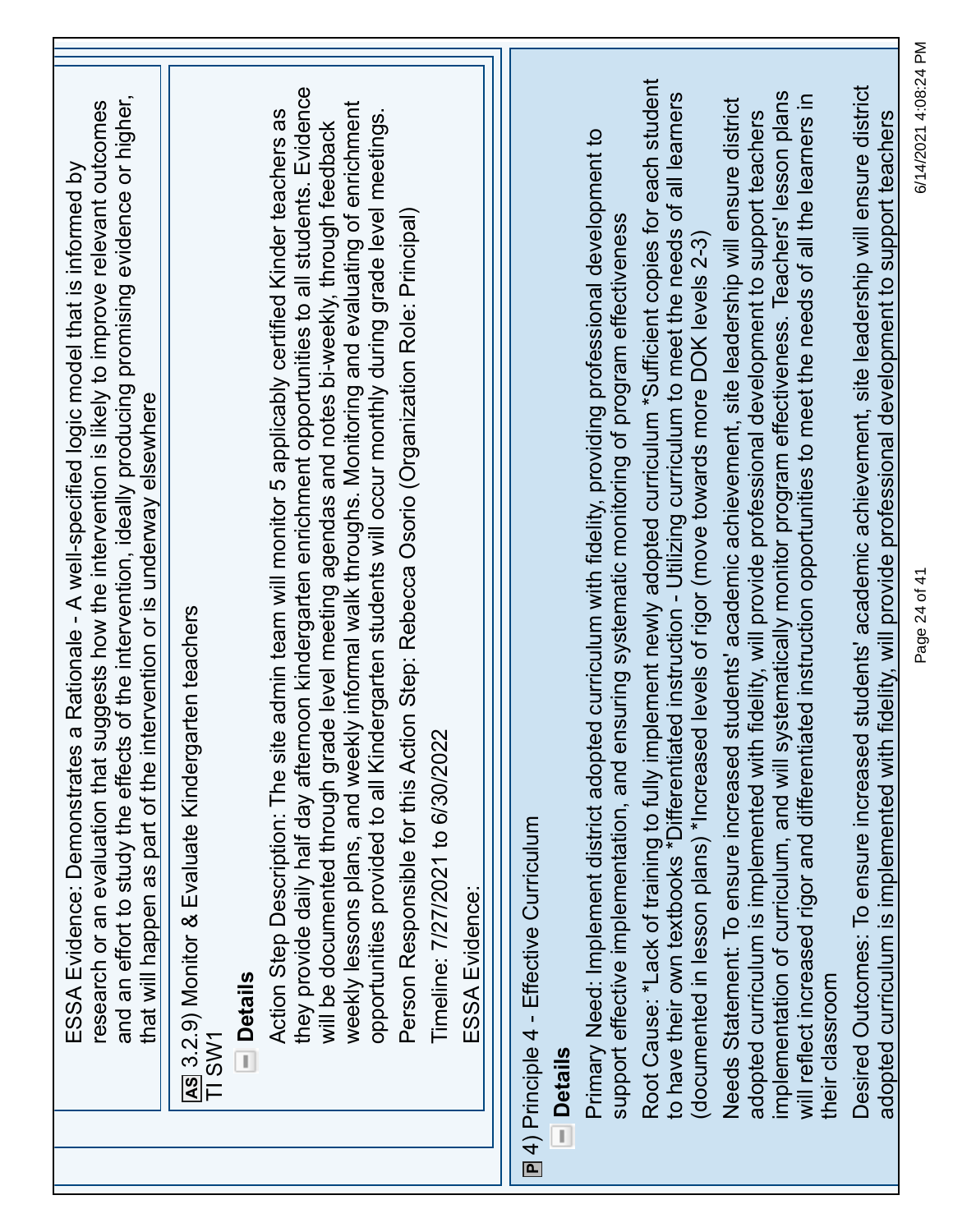ESSA Evidence: Demonstrates a Rationale - A well-specified logic model that is informed by research or an evaluation that suggests how the intervention is likely to improve relevant outcomes and an effort to study the effects of the intervention, ideally producing promising evidence or higher, that will happen as part of the intervention or is underway elsewhere

**AS** 3.2.9) Monitor & Evaluate Kindergarten teachers
TI SW1

**Details**

Action Step Description: The site admin team will monitor 5 applicably certified Kinder teachers as they provide daily half day afternoon kindergarten enrichment opportunities to all students. Evidence will be documented through grade level meeting agendas and notes bi-weekly, through feedback weekly lessons plans, and weekly informal walk throughs. Monitoring and evaluating of enrichment opportunities provided to all Kindergarten students will occur monthly during grade level meetings.

Person Responsible for this Action Step: Rebecca Osorio (Organization Role: Principal)

Timeline: 7/27/2021 to 6/30/2022

ESSA Evidence:

**P** 4) Principle 4 - Effective Curriculum

**Details**

Primary Need: Implement district adopted curriculum with fidelity, providing professional development to support effective implementation, and ensuring systematic monitoring of program effectiveness

Root Cause: *Lack of training to fully implement newly adopted curriculum *Sufficient copies for each student to have their own textbooks *Differentiated instruction - Utilizing curriculum to meet the needs of all learners (documented in lesson plans) *Increased levels of rigor (move towards more DOK levels 2-3)

Needs Statement: To ensure increased students' academic achievement, site leadership will ensure district adopted curriculum is implemented with fidelity, will provide professional development to support teachers implementation of curriculum, and will systematically monitor program effectiveness. Teachers' lesson plans will reflect increased rigor and differentiated instruction opportunities to meet the needs of all the learners in their classroom

Desired Outcomes: To ensure increased students' academic achievement, site leadership will ensure district adopted curriculum is implemented with fidelity, will provide professional development to support teachers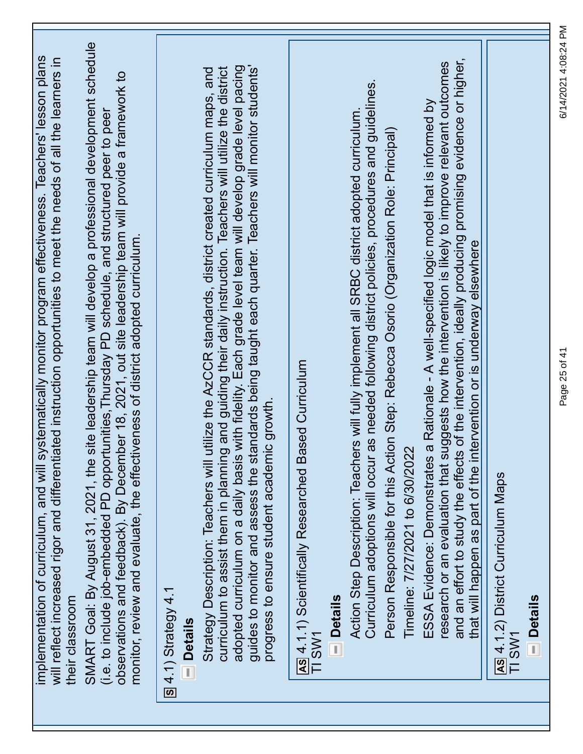implementation of curriculum, and will systematically monitor program effectiveness. Teachers' lesson plans will reflect increased rigor and differentiated instruction opportunities to meet the needs of all the learners in their classroom

SMART Goal: By August 31, 2021, the site leadership team will develop a professional development schedule (i.e. to include job-embedded PD opportunities,Thursday PD schedule, and structured peer to peer observations and feedback). By December 18, 2021, out site leadership team will provide a framework to monitor, review and evaluate, the effectiveness of district adopted curriculum.

**S** 4.1) Strategy 4.1

**Details**

Strategy Description: Teachers will utilize the AzCCR standards, district created curriculum maps, and curriculum to assist them in planning and guiding their daily instruction. Teachers will utilize the district adopted curriculum on a daily basis with fidelity. Each grade level team will develop grade level pacing guides to monitor and assess the standards being taught each quarter. Teachers will monitor students' progress to ensure student academic growth.

**AS** 4.1.1) Scientifically Researched Based Curriculum
TI SW1

**Details**

Action Step Description: Teachers will fully implement all SRBC district adopted curriculum. Curriculum adoptions will occur as needed following district policies, procedures and guidelines.

Person Responsible for this Action Step: Rebecca Osorio (Organization Role: Principal)

Timeline: 7/27/2021 to 6/30/2022

ESSA Evidence: Demonstrates a Rationale - A well-specified logic model that is informed by research or an evaluation that suggests how the intervention is likely to improve relevant outcomes and an effort to study the effects of the intervention, ideally producing promising evidence or higher, that will happen as part of the intervention or is underway elsewhere

**AS** 4.1.2) District Curriculum Maps
TI SW1

**Details**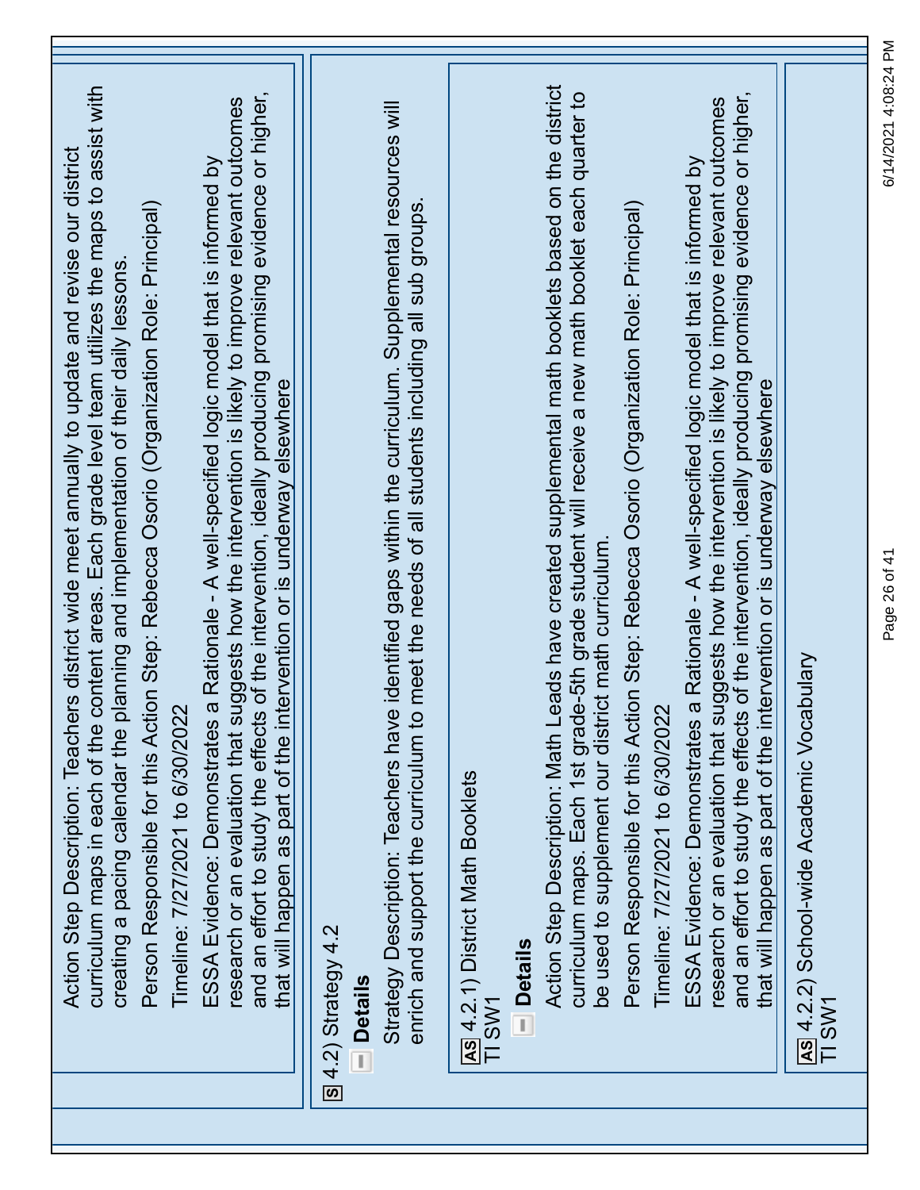Action Step Description: Teachers district wide meet annually to update and revise our district curriculum maps in each of the content areas. Each grade level team utilizes the maps to assist with creating a pacing calendar the planning and implementation of their daily lessons.

Person Responsible for this Action Step: Rebecca Osorio (Organization Role: Principal)

Timeline: 7/27/2021 to 6/30/2022

ESSA Evidence: Demonstrates a Rationale - A well-specified logic model that is informed by research or an evaluation that suggests how the intervention is likely to improve relevant outcomes and an effort to study the effects of the intervention, ideally producing promising evidence or higher, that will happen as part of the intervention or is underway elsewhere

**S** 4.2) Strategy 4.2

**Details**

Strategy Description: Teachers have identified gaps within the curriculum. Supplemental resources will enrich and support the curriculum to meet the needs of all students including all sub groups.

**AS** 4.2.1) District Math Booklets
TI SW1

**Details**

Action Step Description: Math Leads have created supplemental math booklets based on the district curriculum maps. Each 1st grade-5th grade student will receive a new math booklet each quarter to be used to supplement our district math curriculum.

Person Responsible for this Action Step: Rebecca Osorio (Organization Role: Principal)

Timeline: 7/27/2021 to 6/30/2022

ESSA Evidence: Demonstrates a Rationale - A well-specified logic model that is informed by research or an evaluation that suggests how the intervention is likely to improve relevant outcomes and an effort to study the effects of the intervention, ideally producing promising evidence or higher, that will happen as part of the intervention or is underway elsewhere

**AS** 4.2.2) School-wide Academic Vocabulary
TI SW1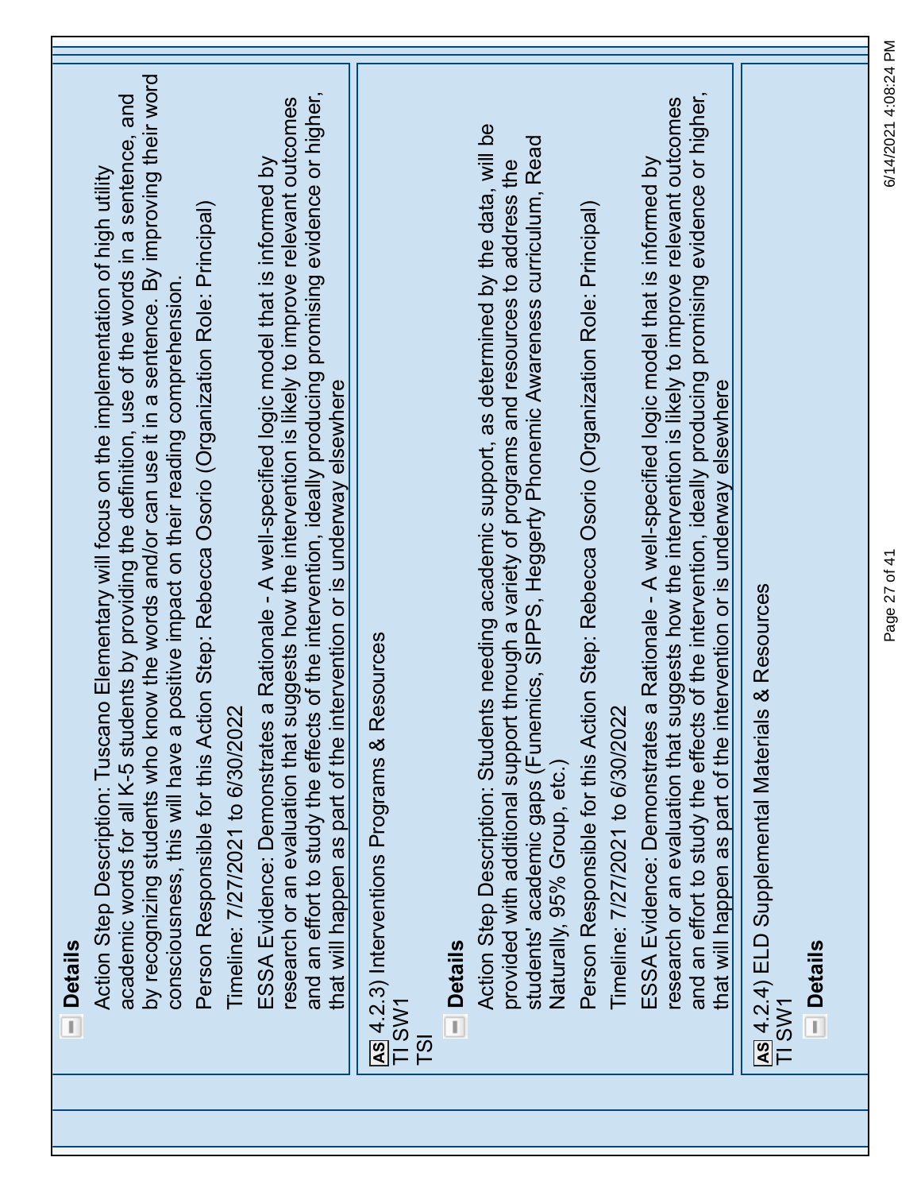**Details**

Action Step Description: Tuscano Elementary will focus on the implementation of high utility academic words for all K-5 students by providing the definition, use of the words in a sentence, and by recognizing students who know the words and/or can use it in a sentence. By improving their word consciousness, this will have a positive impact on their reading comprehension.

Person Responsible for this Action Step: Rebecca Osorio (Organization Role: Principal)

Timeline: 7/27/2021 to 6/30/2022

ESSA Evidence: Demonstrates a Rationale - A well-specified logic model that is informed by research or an evaluation that suggests how the intervention is likely to improve relevant outcomes and an effort to study the effects of the intervention, ideally producing promising evidence or higher, that will happen as part of the intervention or is underway elsewhere

AS 4.2.3) Interventions Programs & Resources
TI SW1
TSI

**Details**

Action Step Description: Students needing academic support, as determined by the data, will be provided with additional support through a variety of programs and resources to address the students' academic gaps (Funemics, SIPPS, Heggerty Phonemic Awareness curriculum, Read Naturally, 95% Group, etc.)

Person Responsible for this Action Step: Rebecca Osorio (Organization Role: Principal)

Timeline: 7/27/2021 to 6/30/2022

ESSA Evidence: Demonstrates a Rationale - A well-specified logic model that is informed by research or an evaluation that suggests how the intervention is likely to improve relevant outcomes and an effort to study the effects of the intervention, ideally producing promising evidence or higher, that will happen as part of the intervention or is underway elsewhere

AS 4.2.4) ELD Supplemental Materials & Resources
TI SW1

**Details**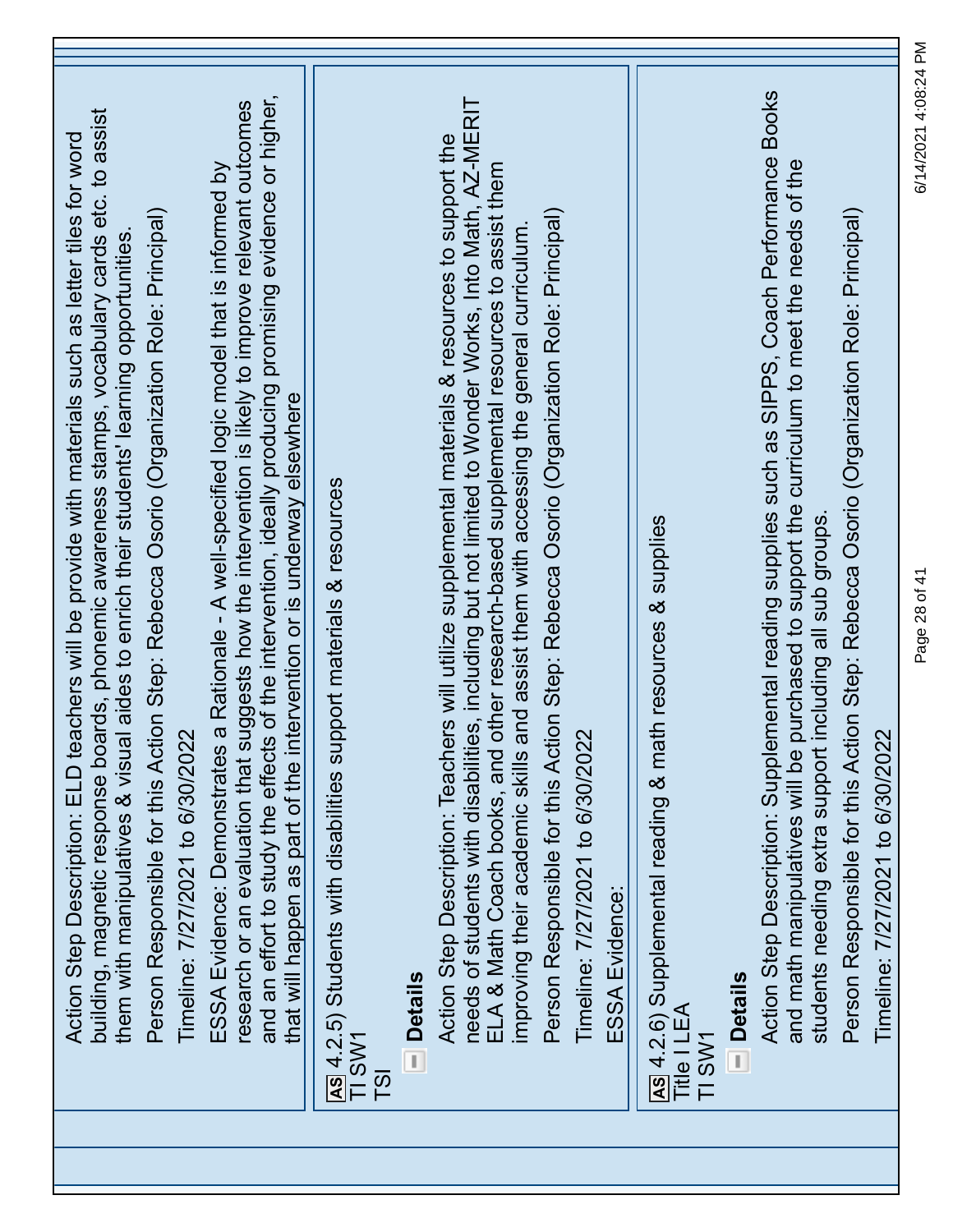Action Step Description: ELD teachers will be provide with materials such as letter tiles for word building, magnetic response boards, phonemic awareness stamps, vocabulary cards etc. to assist them with manipulatives & visual aides to enrich their students' learning opportunities.

Person Responsible for this Action Step: Rebecca Osorio (Organization Role: Principal)

Timeline: 7/27/2021 to 6/30/2022

ESSA Evidence: Demonstrates a Rationale - A well-specified logic model that is informed by research or an evaluation that suggests how the intervention is likely to improve relevant outcomes and an effort to study the effects of the intervention, ideally producing promising evidence or higher, that will happen as part of the intervention or is underway elsewhere

**AS** 4.2.5) Students with disabilities support materials & resources
TI SW1
TSI

**Details**

Action Step Description: Teachers will utilize supplemental materials & resources to support the needs of students with disabilities, including but not limited to Wonder Works, Into Math, AZ-MERIT ELA & Math Coach books, and other research-based supplemental resources to assist them improving their academic skills and assist them with accessing the general curriculum.

Person Responsible for this Action Step: Rebecca Osorio (Organization Role: Principal)

Timeline: 7/27/2021 to 6/30/2022

ESSA Evidence:

**AS** 4.2.6) Supplemental reading & math resources & supplies
Title I LEA
TI SW1

**Details**

Action Step Description: Supplemental reading supplies such as SIPPS, Coach Performance Books and math manipulatives will be purchased to support the curriculum to meet the needs of the students needing extra support including all sub groups.

Person Responsible for this Action Step: Rebecca Osorio (Organization Role: Principal)

Timeline: 7/27/2021 to 6/30/2022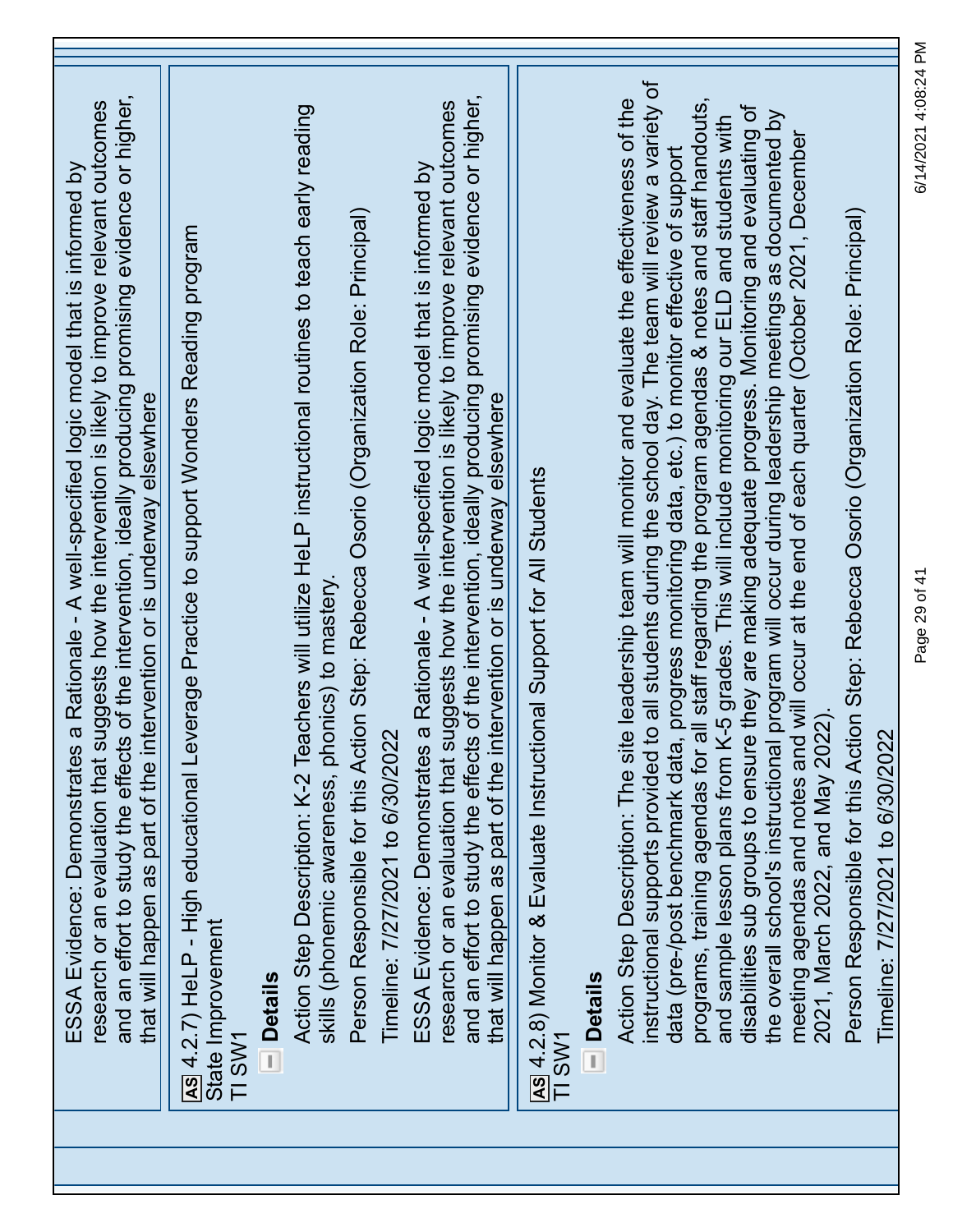ESSA Evidence: Demonstrates a Rationale - A well-specified logic model that is informed by research or an evaluation that suggests how the intervention is likely to improve relevant outcomes and an effort to study the effects of the intervention, ideally producing promising evidence or higher, that will happen as part of the intervention or is underway elsewhere

**AS** 4.2.7) HeLP - High educational Leverage Practice to support Wonders Reading program
State Improvement
TI SW1

**Details**

Action Step Description: K-2 Teachers will utilize HeLP instructional routines to teach early reading skills (phonemic awareness, phonics) to mastery.

Person Responsible for this Action Step: Rebecca Osorio (Organization Role: Principal)

Timeline: 7/27/2021 to 6/30/2022

ESSA Evidence: Demonstrates a Rationale - A well-specified logic model that is informed by research or an evaluation that suggests how the intervention is likely to improve relevant outcomes and an effort to study the effects of the intervention, ideally producing promising evidence or higher, that will happen as part of the intervention or is underway elsewhere

**AS** 4.2.8) Monitor & Evaluate Instructional Support for All Students
TI SW1

**Details**

Action Step Description: The site leadership team will monitor and evaluate the effectiveness of the instructional supports provided to all students during the school day. The team will review a variety of data (pre-/post benchmark data, progress monitoring data, etc.) to monitor effective of support programs, training agendas for all staff regarding the program agendas & notes and staff handouts, and sample lesson plans from K-5 grades. This will include monitoring our ELD and students with disabilities sub groups to ensure they are making adequate progress. Monitoring and evaluating of the overall school's instructional program will occur during leadership meetings as documented by meeting agendas and notes and will occur at the end of each quarter (October 2021, December 2021, March 2022, and May 2022).

Person Responsible for this Action Step: Rebecca Osorio (Organization Role: Principal)

Timeline: 7/27/2021 to 6/30/2022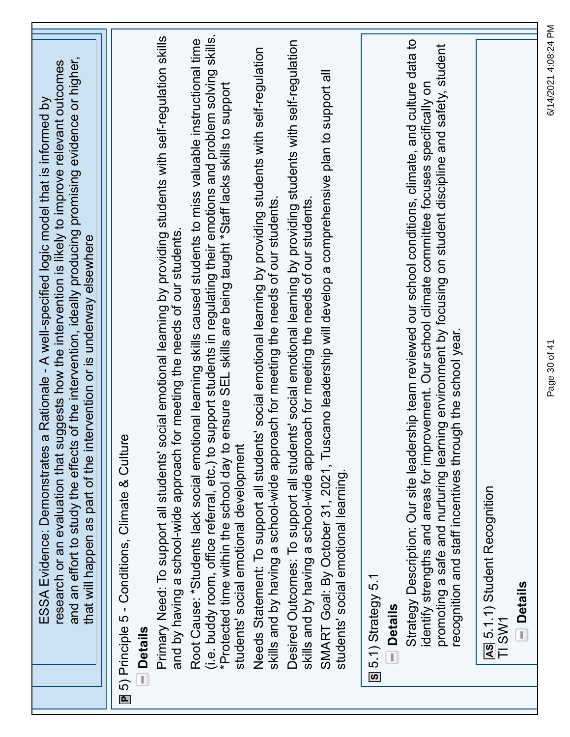ESSA Evidence: Demonstrates a Rationale - A well-specified logic model that is informed by research or an evaluation that suggests how the intervention is likely to improve relevant outcomes and an effort to study the effects of the intervention, ideally producing promising evidence or higher, that will happen as part of the intervention or is underway elsewhere

**P** 5) Principle 5 - Conditions, Climate & Culture

**Details**

Primary Need: To support all students' social emotional learning by providing students with self-regulation skills and by having a school-wide approach for meeting the needs of our students.

Root Cause: *Students lack social emotional learning skills caused students to miss valuable instructional time (i.e. buddy room, office referral, etc.) to support students in regulating their emotions and problem solving skills. *Protected time within the school day to ensure SEL skills are being taught *Staff lacks skills to support students' social emotional development

Needs Statement: To support all students' social emotional learning by providing students with self-regulation skills and by having a school-wide approach for meeting the needs of our students.

Desired Outcomes: To support all students' social emotional learning by providing students with self-regulation skills and by having a school-wide approach for meeting the needs of our students.

SMART Goal: By October 31, 2021, Tuscano leadership will develop a comprehensive plan to support all students' social emotional learning.

**S** 5.1) Strategy 5.1

**Details**

Strategy Description: Our site leadership team reviewed our school conditions, climate, and culture data to identify strengths and areas for improvement. Our school climate committee focuses specifically on promoting a safe and nurturing learning environment by focusing on student discipline and safety, student recognition and staff incentives through the school year.

**AS** 5.1.1) Student Recognition
TI SW1

**Details**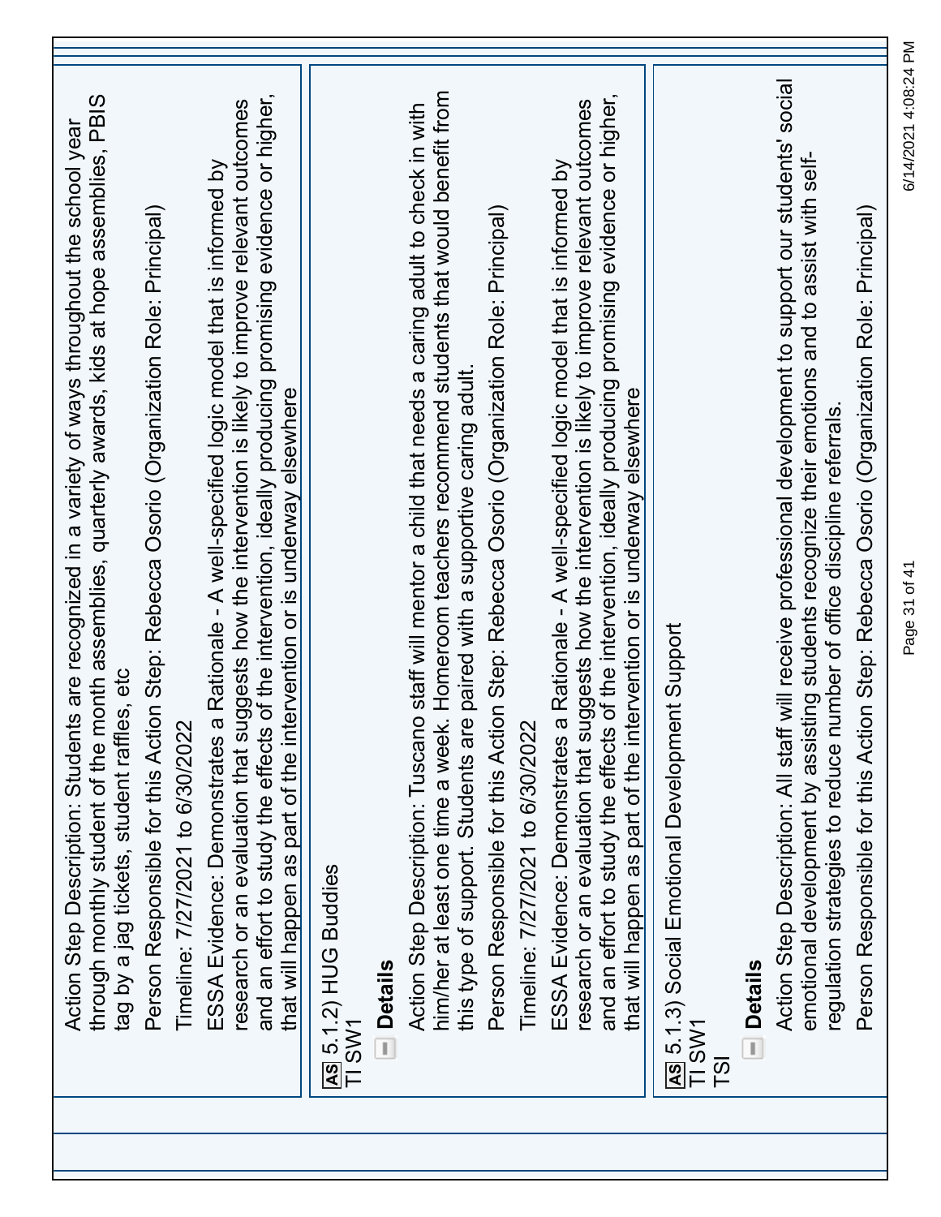Action Step Description: Students are recognized in a variety of ways throughout the school year through monthly student of the month assemblies, quarterly awards, kids at hope assemblies, PBIS tag by a jag tickets, student raffles, etc

Person Responsible for this Action Step: Rebecca Osorio (Organization Role: Principal)

Timeline: 7/27/2021 to 6/30/2022

ESSA Evidence: Demonstrates a Rationale - A well-specified logic model that is informed by research or an evaluation that suggests how the intervention is likely to improve relevant outcomes and an effort to study the effects of the intervention, ideally producing promising evidence or higher, that will happen as part of the intervention or is underway elsewhere

**AS** 5.1.2) HUG Buddies
TI SW1

**Details**

Action Step Description: Tuscano staff will mentor a child that needs a caring adult to check in with him/her at least one time a week. Homeroom teachers recommend students that would benefit from this type of support. Students are paired with a supportive caring adult.

Person Responsible for this Action Step: Rebecca Osorio (Organization Role: Principal)

Timeline: 7/27/2021 to 6/30/2022

ESSA Evidence: Demonstrates a Rationale - A well-specified logic model that is informed by research or an evaluation that suggests how the intervention is likely to improve relevant outcomes and an effort to study the effects of the intervention, ideally producing promising evidence or higher, that will happen as part of the intervention or is underway elsewhere

**AS** 5.1.3) Social Emotional Development Support
TI SW1
TSI

**Details**

Action Step Description: All staff will receive professional development to support our students' social emotional development by assisting students recognize their emotions and to assist with self-regulation strategies to reduce number of office discipline referrals.

Person Responsible for this Action Step: Rebecca Osorio (Organization Role: Principal)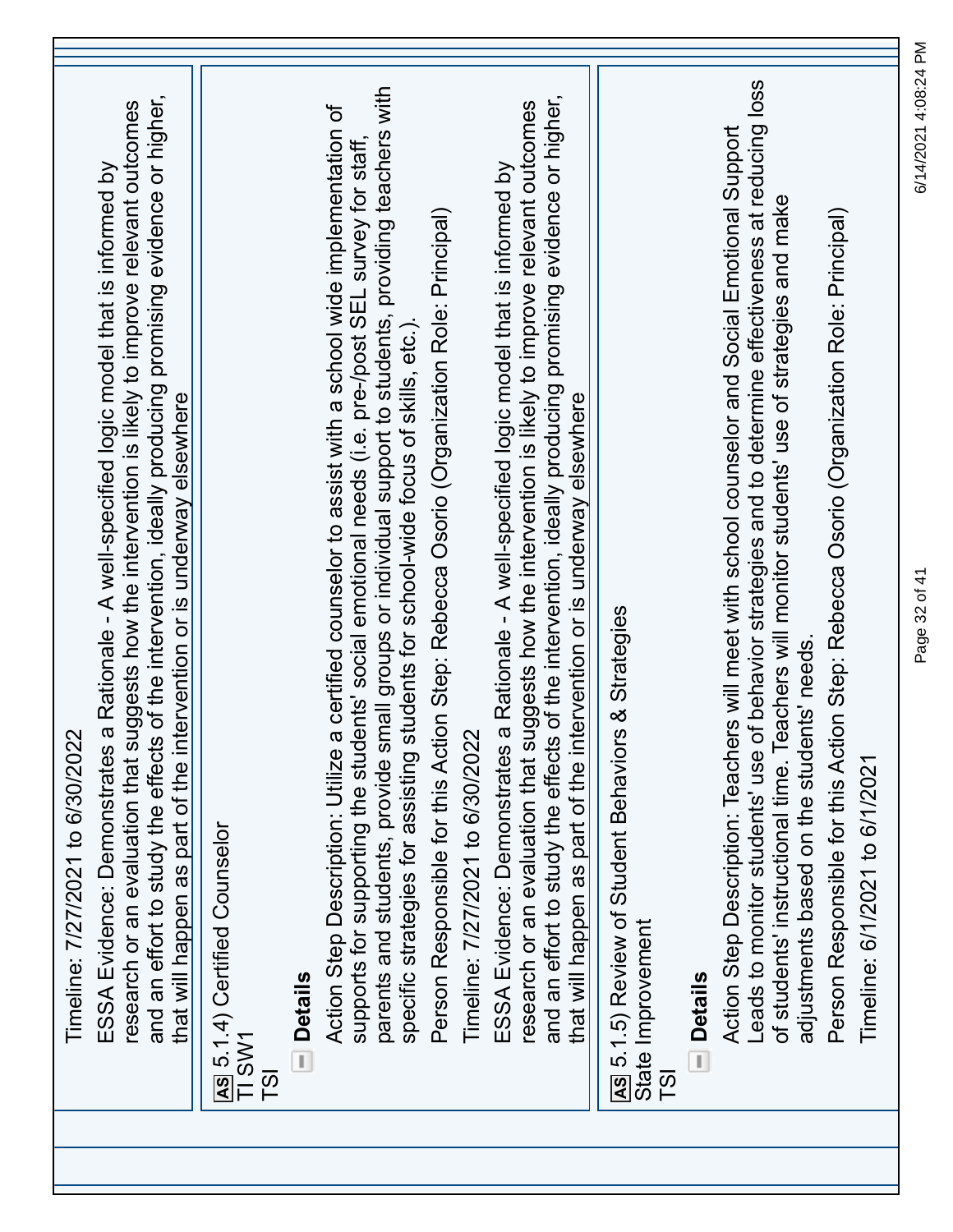Timeline: 7/27/2021 to 6/30/2022

ESSA Evidence: Demonstrates a Rationale - A well-specified logic model that is informed by research or an evaluation that suggests how the intervention is likely to improve relevant outcomes and an effort to study the effects of the intervention, ideally producing promising evidence or higher, that will happen as part of the intervention or is underway elsewhere

AS 5.1.4) Certified Counselor
TI SW1
TSI

**Details**

Action Step Description: Utilize a certified counselor to assist with a school wide implementation of supports for supporting the students' social emotional needs (i.e. pre-/post SEL survey for staff, parents and students, provide small groups or individual support to students, providing teachers with specific strategies for assisting students for school-wide focus of skills, etc.).

Person Responsible for this Action Step: Rebecca Osorio (Organization Role: Principal)

Timeline: 7/27/2021 to 6/30/2022

ESSA Evidence: Demonstrates a Rationale - A well-specified logic model that is informed by research or an evaluation that suggests how the intervention is likely to improve relevant outcomes and an effort to study the effects of the intervention, ideally producing promising evidence or higher, that will happen as part of the intervention or is underway elsewhere

AS 5.1.5) Review of Student Behaviors & Strategies
State Improvement
TSI

**Details**

Action Step Description: Teachers will meet with school counselor and Social Emotional Support Leads to monitor students' use of behavior strategies and to determine effectiveness at reducing loss of students' instructional time. Teachers will monitor students' use of strategies and make adjustments based on the students' needs.

Person Responsible for this Action Step: Rebecca Osorio (Organization Role: Principal)

Timeline: 6/1/2021 to 6/1/2021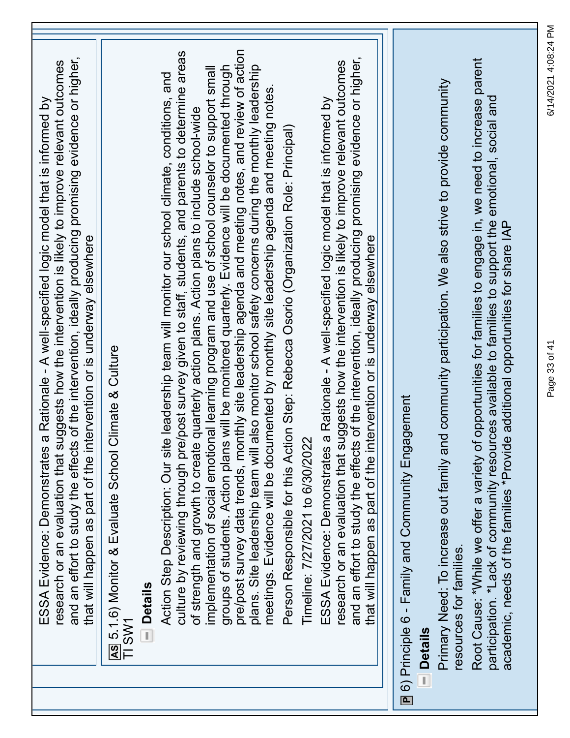ESSA Evidence: Demonstrates a Rationale - A well-specified logic model that is informed by research or an evaluation that suggests how the intervention is likely to improve relevant outcomes and an effort to study the effects of the intervention, ideally producing promising evidence or higher, that will happen as part of the intervention or is underway elsewhere

### AS 5.1.6) Monitor & Evaluate School Climate & Culture

TI SW1

**Details**

Action Step Description: Our site leadership team will monitor our school climate, conditions, and culture by reviewing through pre/post survey given to staff, students, and parents to determine areas of strength and growth to create quarterly action plans. Action plans to include school-wide implementation of social emotional learning program and use of school counselor to support small groups of students. Action plans will be monitored quarterly. Evidence will be documented through pre/post survey data trends, monthly site leadership agenda and meeting notes, and review of action plans. Site leadership team will also monitor school safety concerns during the monthly leadership meetings. Evidence will be documented by monthly site leadership agenda and meeting notes.

Person Responsible for this Action Step: Rebecca Osorio (Organization Role: Principal)

Timeline: 7/27/2021 to 6/30/2022

ESSA Evidence: Demonstrates a Rationale - A well-specified logic model that is informed by research or an evaluation that suggests how the intervention is likely to improve relevant outcomes and an effort to study the effects of the intervention, ideally producing promising evidence or higher, that will happen as part of the intervention or is underway elsewhere

## P 6) Principle 6 - Family and Community Engagement

**Details**

Primary Need: To increase out family and community participation. We also strive to provide community resources for families.

Root Cause: *While we offer a variety of opportunities for families to engage in, we need to increase parent participation. *Lack of community resources available to families to support the emotional, social and academic, needs of the families *Provide additional opportunities for share IAP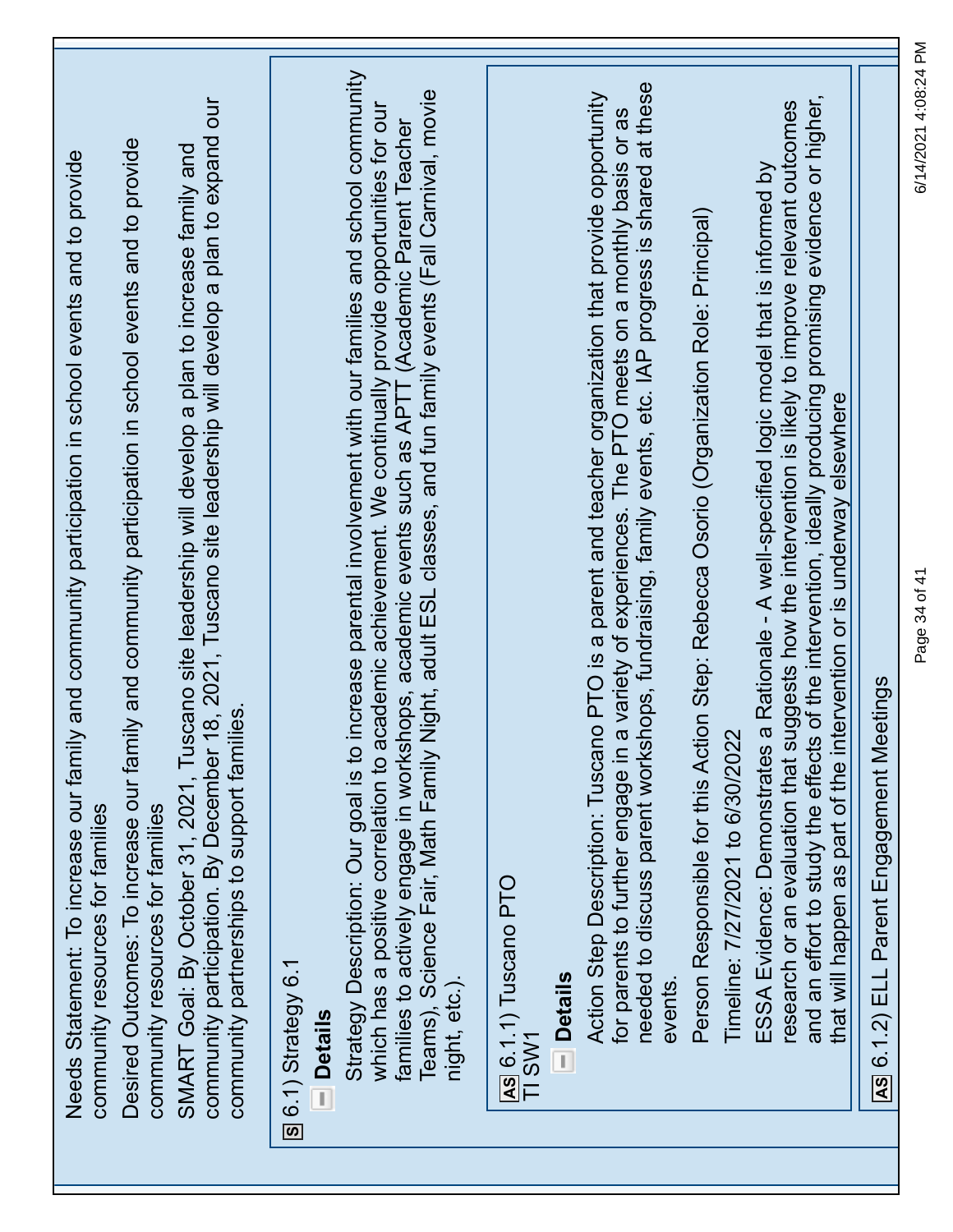Needs Statement: To increase our family and community participation in school events and to provide community resources for families

Desired Outcomes: To increase our family and community participation in school events and to provide community resources for families

SMART Goal: By October 31, 2021, Tuscano site leadership will develop a plan to increase family and community participation. By December 18, 2021, Tuscano site leadership will develop a plan to expand our community partnerships to support families.

**S** 6.1) Strategy 6.1

**Details**

Strategy Description: Our goal is to increase parental involvement with our families and school community which has a positive correlation to academic achievement. We continually provide opportunities for our families to actively engage in workshops, academic events such as APTT (Academic Parent Teacher Teams), Science Fair, Math Family Night, adult ESL classes, and fun family events (Fall Carnival, movie night, etc.).

**AS** 6.1.1) Tuscano PTO
TI SW1

**Details**

Action Step Description: Tuscano PTO is a parent and teacher organization that provide opportunity for parents to further engage in a variety of experiences. The PTO meets on a monthly basis or as needed to discuss parent workshops, fundraising, family events, etc. IAP progress is shared at these events.

Person Responsible for this Action Step: Rebecca Osorio (Organization Role: Principal)

Timeline: 7/27/2021 to 6/30/2022

ESSA Evidence: Demonstrates a Rationale - A well-specified logic model that is informed by research or an evaluation that suggests how the intervention is likely to improve relevant outcomes and an effort to study the effects of the intervention, ideally producing promising evidence or higher, that will happen as part of the intervention or is underway elsewhere

**AS** 6.1.2) ELL Parent Engagement Meetings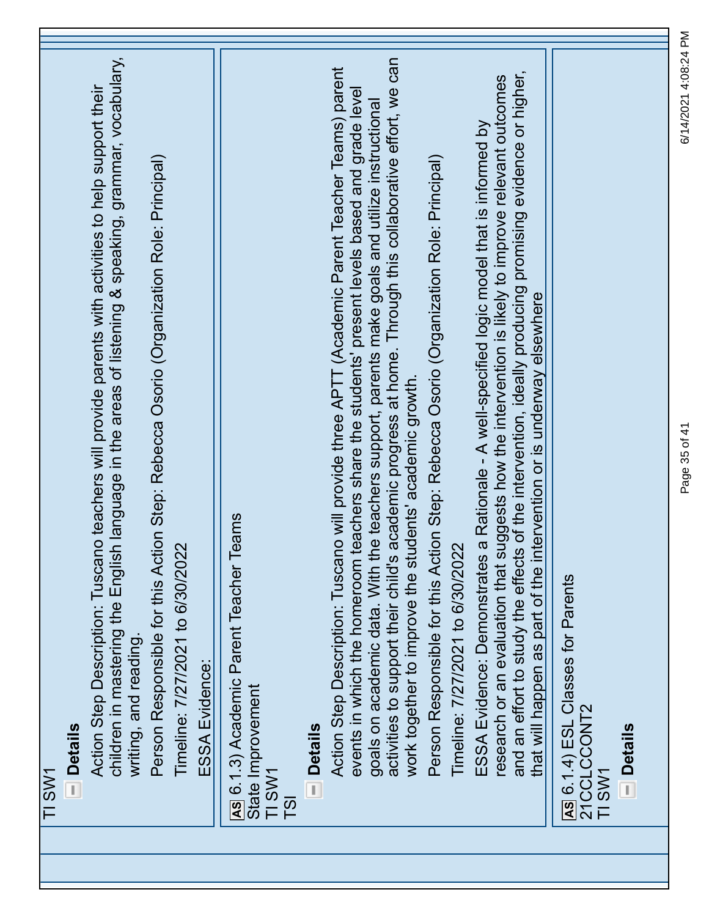TI SW1

**Details**

Action Step Description: Tuscano teachers will provide parents with activities to help support their children in mastering the English language in the areas of listening & speaking, grammar, vocabulary, writing, and reading.

Person Responsible for this Action Step: Rebecca Osorio (Organization Role: Principal)

Timeline: 7/27/2021 to 6/30/2022

ESSA Evidence:

AS 6.1.3) Academic Parent Teacher Teams
State Improvement
TI SW1
TSI

**Details**

Action Step Description: Tuscano will provide three APTT (Academic Parent Teacher Teams) parent events in which the homeroom teachers share the students' present levels based and grade level goals on academic data. With the teachers support, parents make goals and utilize instructional activities to support their child's academic progress at home. Through this collaborative effort, we can work together to improve the students' academic growth.

Person Responsible for this Action Step: Rebecca Osorio (Organization Role: Principal)

Timeline: 7/27/2021 to 6/30/2022

ESSA Evidence: Demonstrates a Rationale - A well-specified logic model that is informed by research or an evaluation that suggests how the intervention is likely to improve relevant outcomes and an effort to study the effects of the intervention, ideally producing promising evidence or higher, that will happen as part of the intervention or is underway elsewhere

AS 6.1.4) ESL Classes for Parents
21CCLCCONT2
TI SW1

**Details**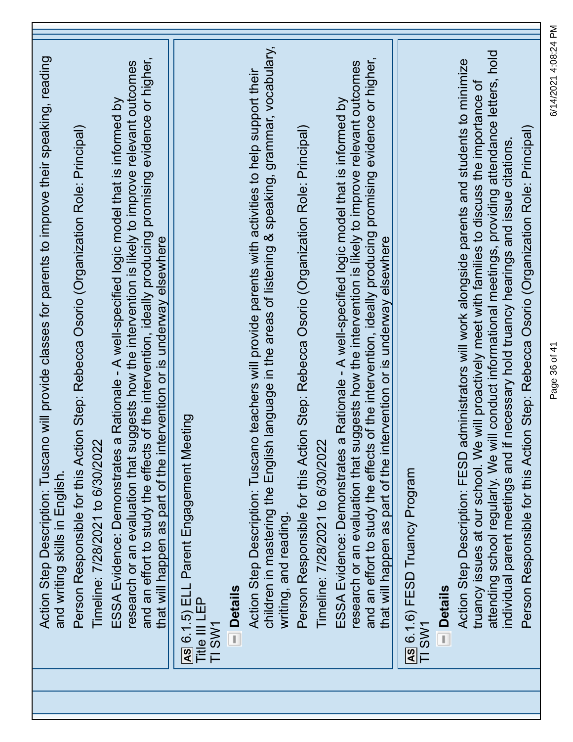Action Step Description: Tuscano will provide classes for parents to improve their speaking, reading and writing skills in English.

Person Responsible for this Action Step: Rebecca Osorio (Organization Role: Principal)

Timeline: 7/28/2021 to 6/30/2022

ESSA Evidence: Demonstrates a Rationale - A well-specified logic model that is informed by research or an evaluation that suggests how the intervention is likely to improve relevant outcomes and an effort to study the effects of the intervention, ideally producing promising evidence or higher, that will happen as part of the intervention or is underway elsewhere

AS 6.1.5) ELL Parent Engagement Meeting
Title III LEP
TI SW1

**Details**

Action Step Description: Tuscano teachers will provide parents with activities to help support their children in mastering the English language in the areas of listening & speaking, grammar, vocabulary, writing, and reading.

Person Responsible for this Action Step: Rebecca Osorio (Organization Role: Principal)

Timeline: 7/28/2021 to 6/30/2022

ESSA Evidence: Demonstrates a Rationale - A well-specified logic model that is informed by research or an evaluation that suggests how the intervention is likely to improve relevant outcomes and an effort to study the effects of the intervention, ideally producing promising evidence or higher, that will happen as part of the intervention or is underway elsewhere

AS 6.1.6) FESD Truancy Program
TI SW1

**Details**

Action Step Description: FESD administrators will work alongside parents and students to minimize truancy issues at our school. We will proactively meet with families to discuss the importance of attending school regularly. We will conduct informational meetings, providing attendance letters, hold individual parent meetings and if necessary hold truancy hearings and issue citations.

Person Responsible for this Action Step: Rebecca Osorio (Organization Role: Principal)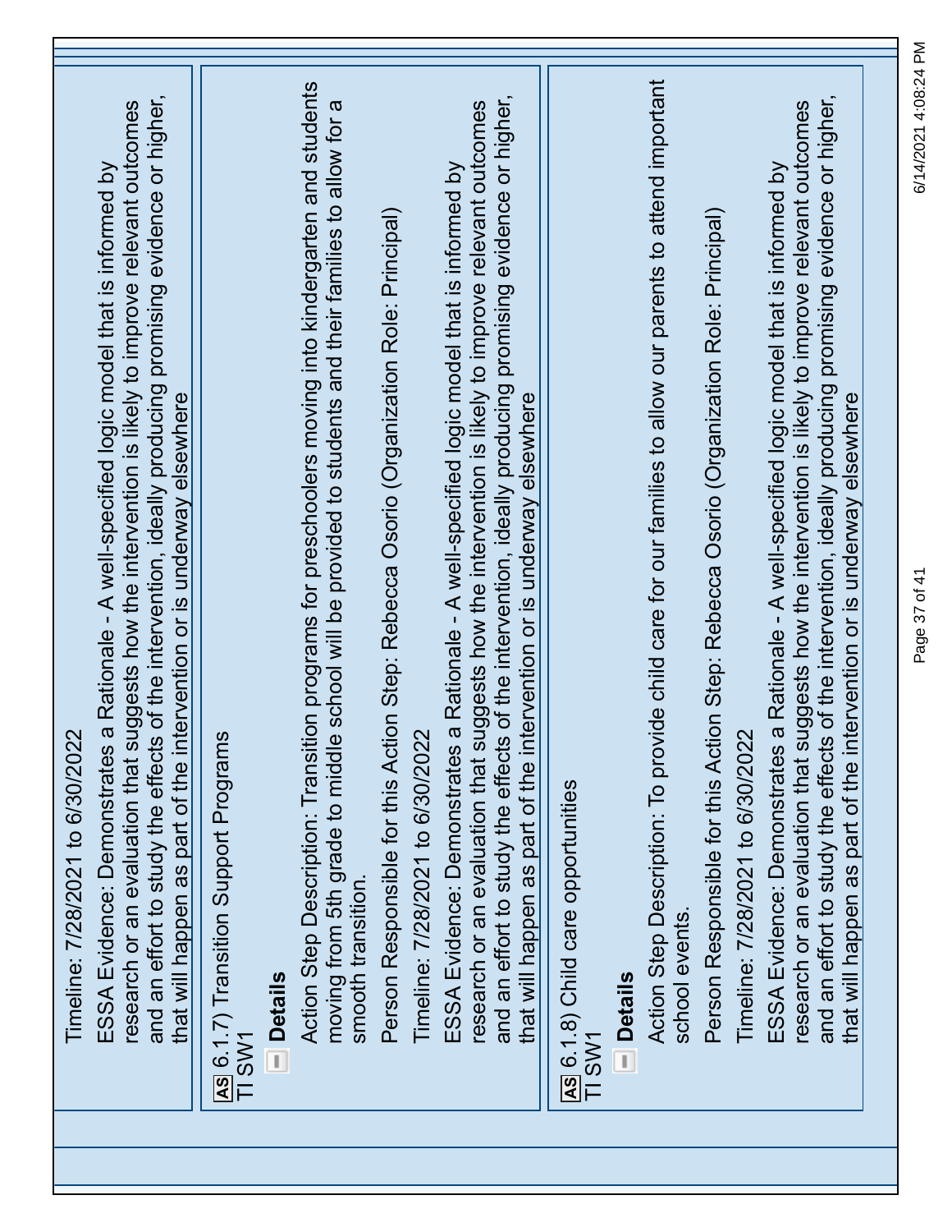Timeline: 7/28/2021 to 6/30/2022

ESSA Evidence: Demonstrates a Rationale - A well-specified logic model that is informed by research or an evaluation that suggests how the intervention is likely to improve relevant outcomes and an effort to study the effects of the intervention, ideally producing promising evidence or higher, that will happen as part of the intervention or is underway elsewhere

**AS** 6.1.7) Transition Support Programs
TI SW1

**Details**

Action Step Description: Transition programs for preschoolers moving into kindergarten and students moving from 5th grade to middle school will be provided to students and their families to allow for a smooth transition.

Person Responsible for this Action Step: Rebecca Osorio (Organization Role: Principal)

Timeline: 7/28/2021 to 6/30/2022

ESSA Evidence: Demonstrates a Rationale - A well-specified logic model that is informed by research or an evaluation that suggests how the intervention is likely to improve relevant outcomes and an effort to study the effects of the intervention, ideally producing promising evidence or higher, that will happen as part of the intervention or is underway elsewhere

**AS** 6.1.8) Child care opportunities
TI SW1

**Details**

Action Step Description: To provide child care for our families to allow our parents to attend important school events.

Person Responsible for this Action Step: Rebecca Osorio (Organization Role: Principal)

Timeline: 7/28/2021 to 6/30/2022

ESSA Evidence: Demonstrates a Rationale - A well-specified logic model that is informed by research or an evaluation that suggests how the intervention is likely to improve relevant outcomes and an effort to study the effects of the intervention, ideally producing promising evidence or higher, that will happen as part of the intervention or is underway elsewhere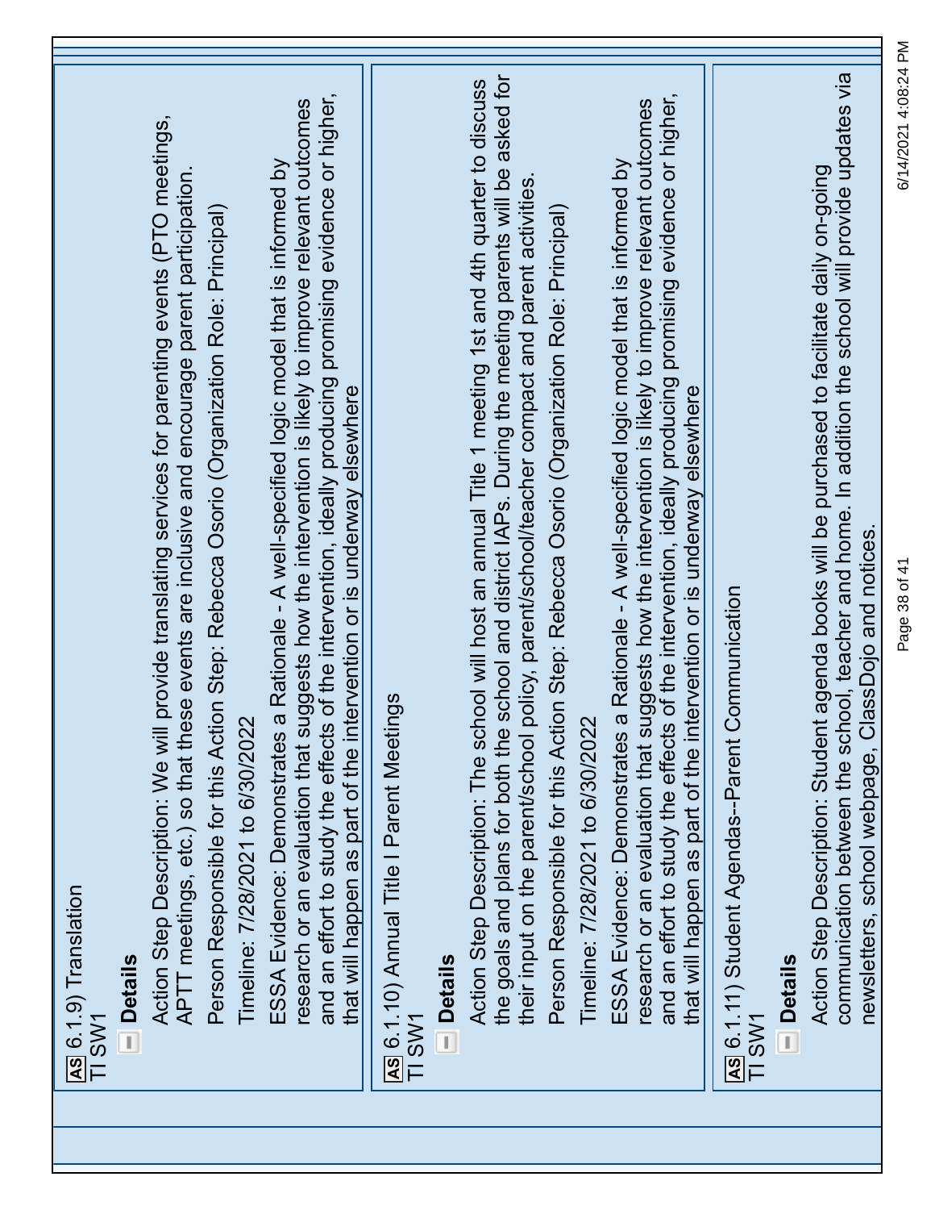**AS** 6.1.9) Translation
TI SW1

**Details**

Action Step Description: We will provide translating services for parenting events (PTO meetings, APTT meetings, etc.) so that these events are inclusive and encourage parent participation.

Person Responsible for this Action Step: Rebecca Osorio (Organization Role: Principal)

Timeline: 7/28/2021 to 6/30/2022

ESSA Evidence: Demonstrates a Rationale - A well-specified logic model that is informed by research or an evaluation that suggests how the intervention is likely to improve relevant outcomes and an effort to study the effects of the intervention, ideally producing promising evidence or higher, that will happen as part of the intervention or is underway elsewhere

**AS** 6.1.10) Annual Title I Parent Meetings
TI SW1

**Details**

Action Step Description: The school will host an annual Title 1 meeting 1st and 4th quarter to discuss the goals and plans for both the school and district IAPs. During the meeting parents will be asked for their input on the parent/school policy, parent/school/teacher compact and parent activities.

Person Responsible for this Action Step: Rebecca Osorio (Organization Role: Principal)

Timeline: 7/28/2021 to 6/30/2022

ESSA Evidence: Demonstrates a Rationale - A well-specified logic model that is informed by research or an evaluation that suggests how the intervention is likely to improve relevant outcomes and an effort to study the effects of the intervention, ideally producing promising evidence or higher, that will happen as part of the intervention or is underway elsewhere

**AS** 6.1.11) Student Agendas--Parent Communication
TI SW1

**Details**

Action Step Description: Student agenda books will be purchased to facilitate daily on-going communication between the school, teacher and home. In addition the school will provide updates via newsletters, school webpage, ClassDojo and notices.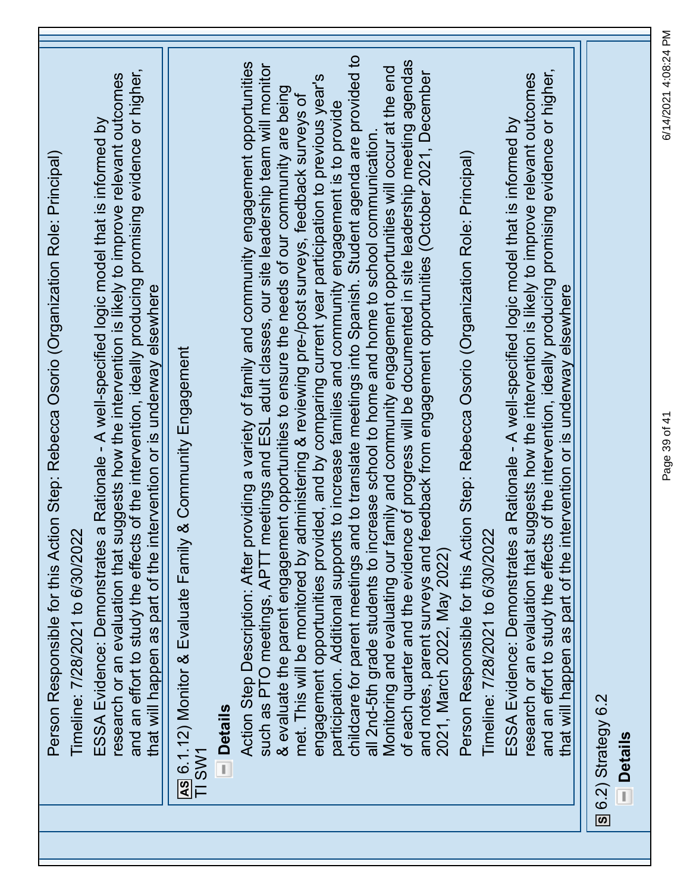Person Responsible for this Action Step: Rebecca Osorio (Organization Role: Principal)

Timeline: 7/28/2021 to 6/30/2022

ESSA Evidence: Demonstrates a Rationale - A well-specified logic model that is informed by research or an evaluation that suggests how the intervention is likely to improve relevant outcomes and an effort to study the effects of the intervention, ideally producing promising evidence or higher, that will happen as part of the intervention or is underway elsewhere

AS 6.1.12) Monitor & Evaluate Family & Community Engagement
TI SW1

**Details**

Action Step Description: After providing a variety of family and community engagement opportunities such as PTO meetings, APTT meetings and ESL adult classes, our site leadership team will monitor & evaluate the parent engagement opportunities to ensure the needs of our community are being met. This will be monitored by administering & reviewing pre-/post surveys, feedback surveys of engagement opportunities provided, and by comparing current year participation to previous year's participation. Additional supports to increase families and community engagement is to provide childcare for parent meetings and to translate meetings into Spanish. Student agenda are provided to all 2nd-5th grade students to increase school to home and home to school communication.
Monitoring and evaluating our family and community engagement opportunities will occur at the end of each quarter and the evidence of progress will be documented in site leadership meeting agendas and notes, parent surveys and feedback from engagement opportunities (October 2021, December 2021, March 2022, May 2022)

Person Responsible for this Action Step: Rebecca Osorio (Organization Role: Principal)

Timeline: 7/28/2021 to 6/30/2022

ESSA Evidence: Demonstrates a Rationale - A well-specified logic model that is informed by research or an evaluation that suggests how the intervention is likely to improve relevant outcomes and an effort to study the effects of the intervention, ideally producing promising evidence or higher, that will happen as part of the intervention or is underway elsewhere

S 6.2) Strategy 6.2

**Details**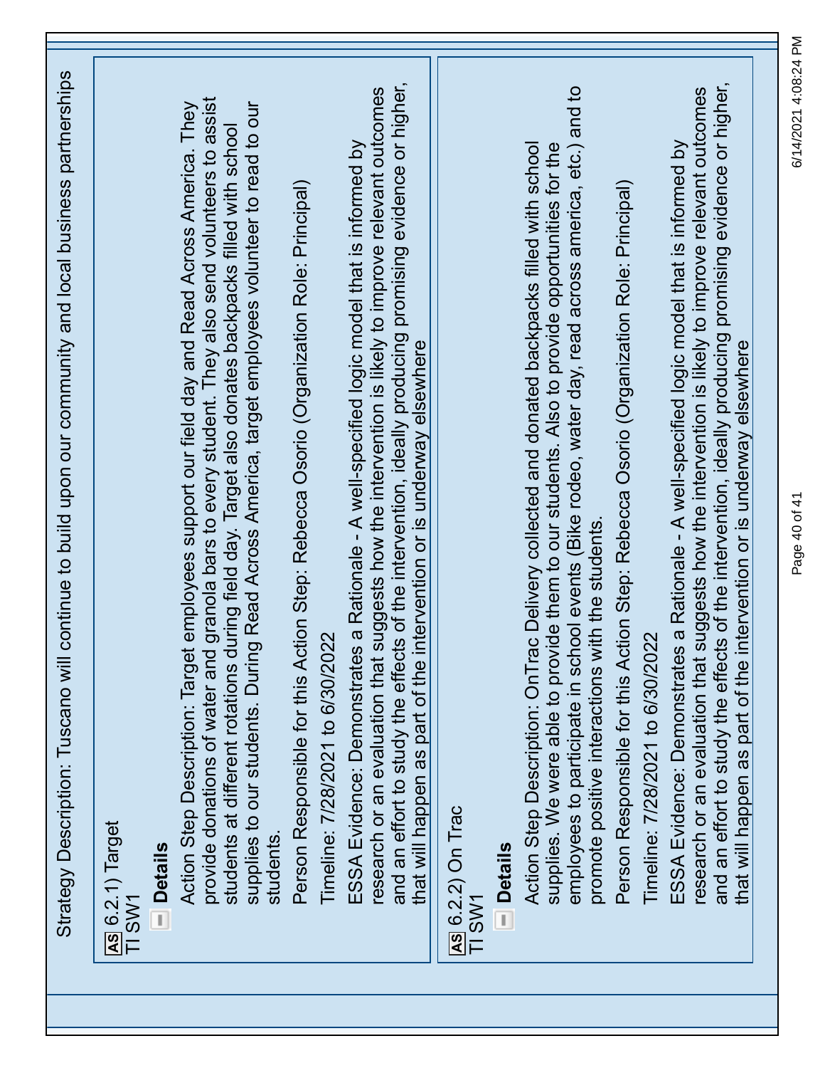Strategy Description: Tuscano will continue to build upon our community and local business partnerships

**AS** 6.2.1) Target
TI SW1

**Details**

Action Step Description: Target employees support our field day and Read Across America. They provide donations of water and granola bars to every student. They also send volunteers to assist students at different rotations during field day. Target also donates backpacks filled with school supplies to our students. During Read Across America, target employees volunteer to read to our students.

Person Responsible for this Action Step: Rebecca Osorio (Organization Role: Principal)

Timeline: 7/28/2021 to 6/30/2022

ESSA Evidence: Demonstrates a Rationale - A well-specified logic model that is informed by research or an evaluation that suggests how the intervention is likely to improve relevant outcomes and an effort to study the effects of the intervention, ideally producing promising evidence or higher, that will happen as part of the intervention or is underway elsewhere

**AS** 6.2.2) On Trac
TI SW1

**Details**

Action Step Description: OnTrac Delivery collected and donated backpacks filled with school supplies. We were able to provide them to our students. Also to provide opportunities for the employees to participate in school events (Bike rodeo, water day, read across america, etc.) and to promote positive interactions with the students.

Person Responsible for this Action Step: Rebecca Osorio (Organization Role: Principal)

Timeline: 7/28/2021 to 6/30/2022

ESSA Evidence: Demonstrates a Rationale - A well-specified logic model that is informed by research or an evaluation that suggests how the intervention is likely to improve relevant outcomes and an effort to study the effects of the intervention, ideally producing promising evidence or higher, that will happen as part of the intervention or is underway elsewhere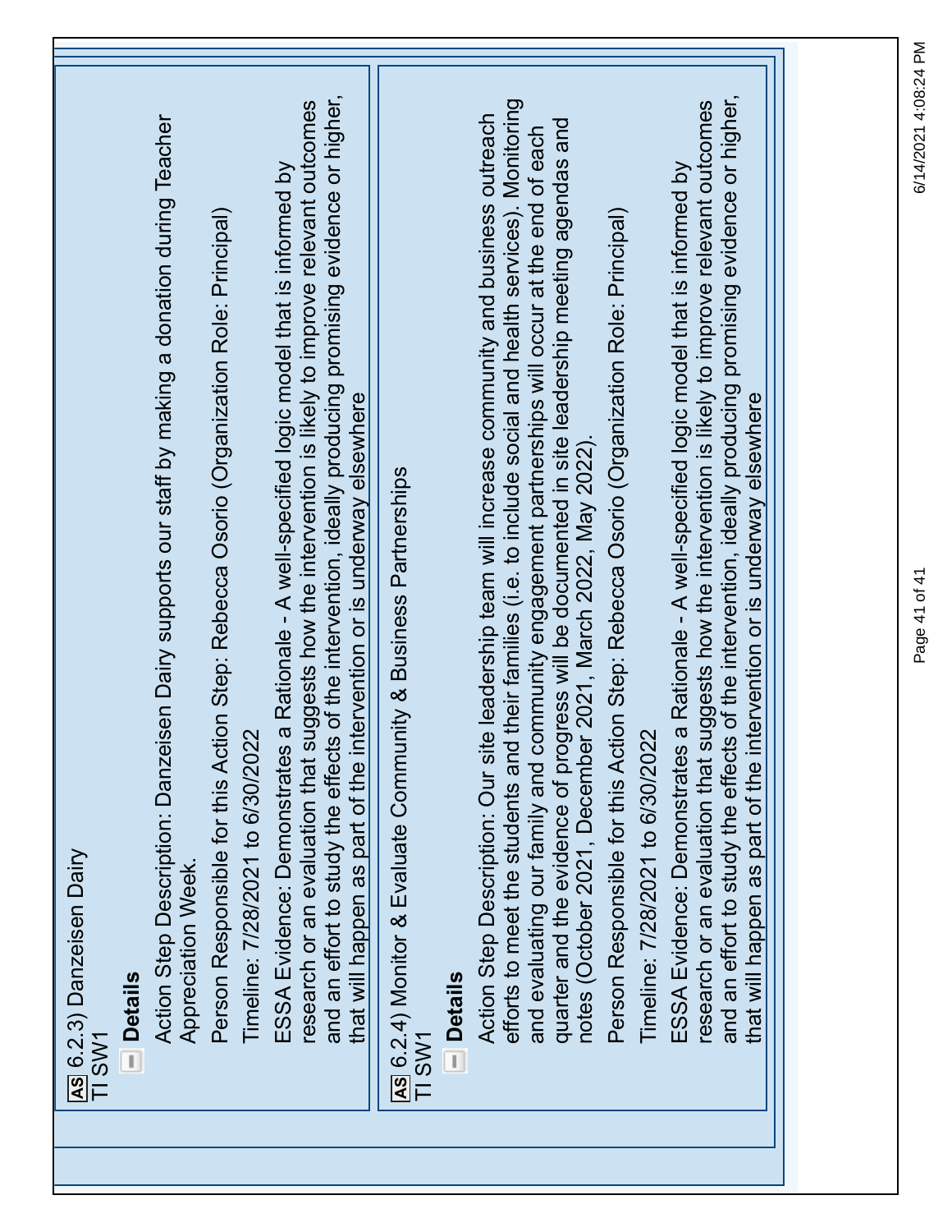**AS** 6.2.3) Danzeisen Dairy
TI SW1

**Details**

Action Step Description: Danzeisen Dairy supports our staff by making a donation during Teacher Appreciation Week.

Person Responsible for this Action Step: Rebecca Osorio (Organization Role: Principal)

Timeline: 7/28/2021 to 6/30/2022

ESSA Evidence: Demonstrates a Rationale - A well-specified logic model that is informed by research or an evaluation that suggests how the intervention is likely to improve relevant outcomes and an effort to study the effects of the intervention, ideally producing promising evidence or higher, that will happen as part of the intervention or is underway elsewhere

**AS** 6.2.4) Monitor & Evaluate Community & Business Partnerships
TI SW1

**Details**

Action Step Description: Our site leadership team will increase community and business outreach efforts to meet the students and their families (i.e. to include social and health services). Monitoring and evaluating our family and community engagement partnerships will occur at the end of each quarter and the evidence of progress will be documented in site leadership meeting agendas and notes (October 2021, December 2021, March 2022, May 2022).

Person Responsible for this Action Step: Rebecca Osorio (Organization Role: Principal)

Timeline: 7/28/2021 to 6/30/2022

ESSA Evidence: Demonstrates a Rationale - A well-specified logic model that is informed by research or an evaluation that suggests how the intervention is likely to improve relevant outcomes and an effort to study the effects of the intervention, ideally producing promising evidence or higher, that will happen as part of the intervention or is underway elsewhere